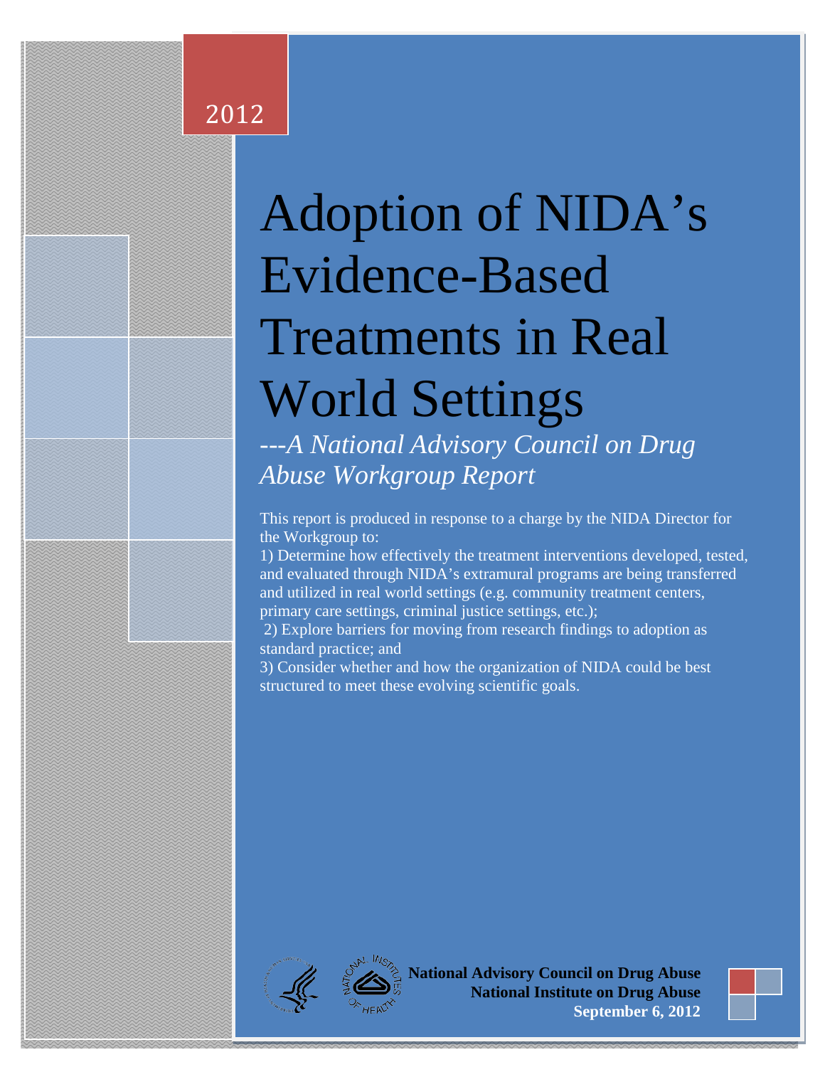2012

# Adoption of NIDA's Evidence-Based Treatments in Real World Settings

*---A National Advisory Council on Drug Abuse Workgroup Report*

This report is produced in response to a charge by the NIDA Director for the Workgroup to:

1) Determine how effectively the treatment interventions developed, tested, and evaluated through NIDA's extramural programs are being transferred and utilized in real world settings (e.g. community treatment centers, primary care settings, criminal justice settings, etc.);

2) Explore barriers for moving from research findings to adoption as standard practice; and

3) Consider whether and how the organization of NIDA could be best structured to meet these evolving scientific goals.

**National Advisory Council on Drug Abuse**
**National Institute on Drug Abuse**
**September 6, 2012**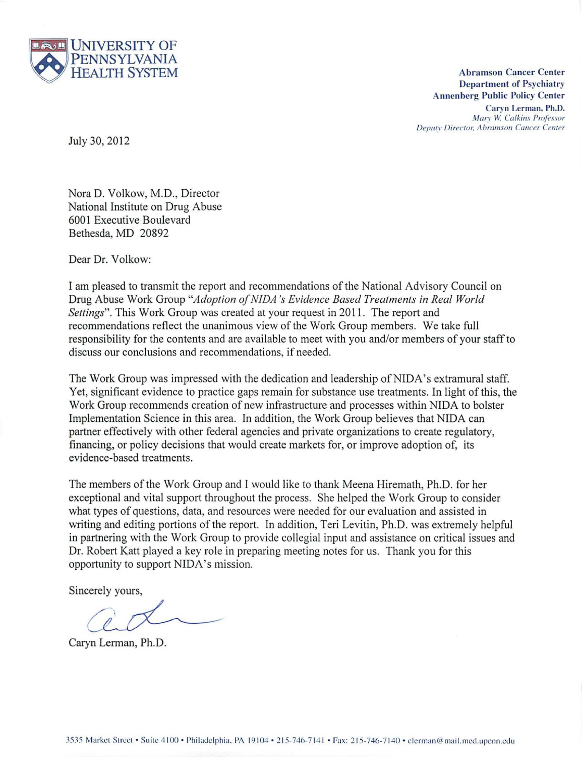UNIVERSITY OF PENNSYLVANIA HEALTH SYSTEM

**Abramson Cancer Center**
**Department of Psychiatry**
**Annenberg Public Policy Center**
**Caryn Lerman, Ph.D.**
*Mary W. Calkins Professor*
*Deputy Director, Abramson Cancer Center*

July 30, 2012

Nora D. Volkow, M.D., Director
National Institute on Drug Abuse
6001 Executive Boulevard
Bethesda, MD 20892

Dear Dr. Volkow:

I am pleased to transmit the report and recommendations of the National Advisory Council on Drug Abuse Work Group "*Adoption of NIDA's Evidence Based Treatments in Real World Settings*". This Work Group was created at your request in 2011. The report and recommendations reflect the unanimous view of the Work Group members. We take full responsibility for the contents and are available to meet with you and/or members of your staff to discuss our conclusions and recommendations, if needed.

The Work Group was impressed with the dedication and leadership of NIDA's extramural staff. Yet, significant evidence to practice gaps remain for substance use treatments. In light of this, the Work Group recommends creation of new infrastructure and processes within NIDA to bolster Implementation Science in this area. In addition, the Work Group believes that NIDA can partner effectively with other federal agencies and private organizations to create regulatory, financing, or policy decisions that would create markets for, or improve adoption of, its evidence-based treatments.

The members of the Work Group and I would like to thank Meena Hiremath, Ph.D. for her exceptional and vital support throughout the process. She helped the Work Group to consider what types of questions, data, and resources were needed for our evaluation and assisted in writing and editing portions of the report. In addition, Teri Levitin, Ph.D. was extremely helpful in partnering with the Work Group to provide collegial input and assistance on critical issues and Dr. Robert Katt played a key role in preparing meeting notes for us. Thank you for this opportunity to support NIDA's mission.

Sincerely yours,

Caryn Lerman, Ph.D.

3535 Market Street • Suite 4100 • Philadelphia, PA 19104 • 215-746-7141 • Fax: 215-746-7140 • clerman@mail.med.upenn.edu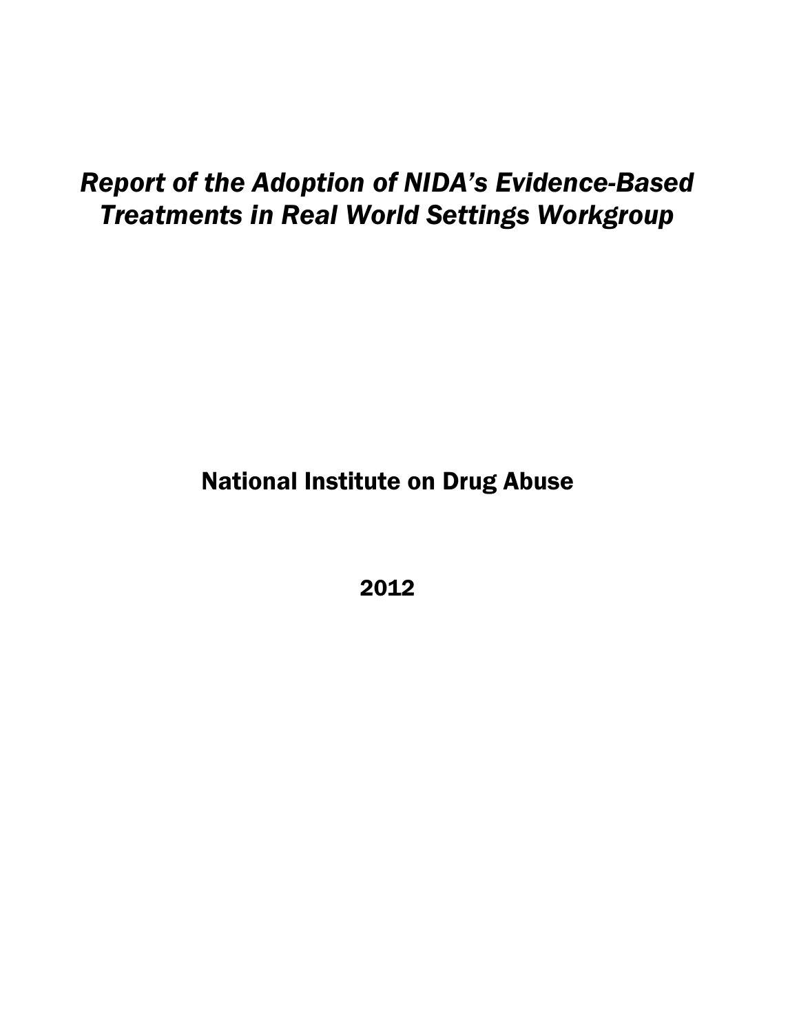# *Report of the Adoption of NIDA's Evidence-Based Treatments in Real World Settings Workgroup*

## National Institute on Drug Abuse

## 2012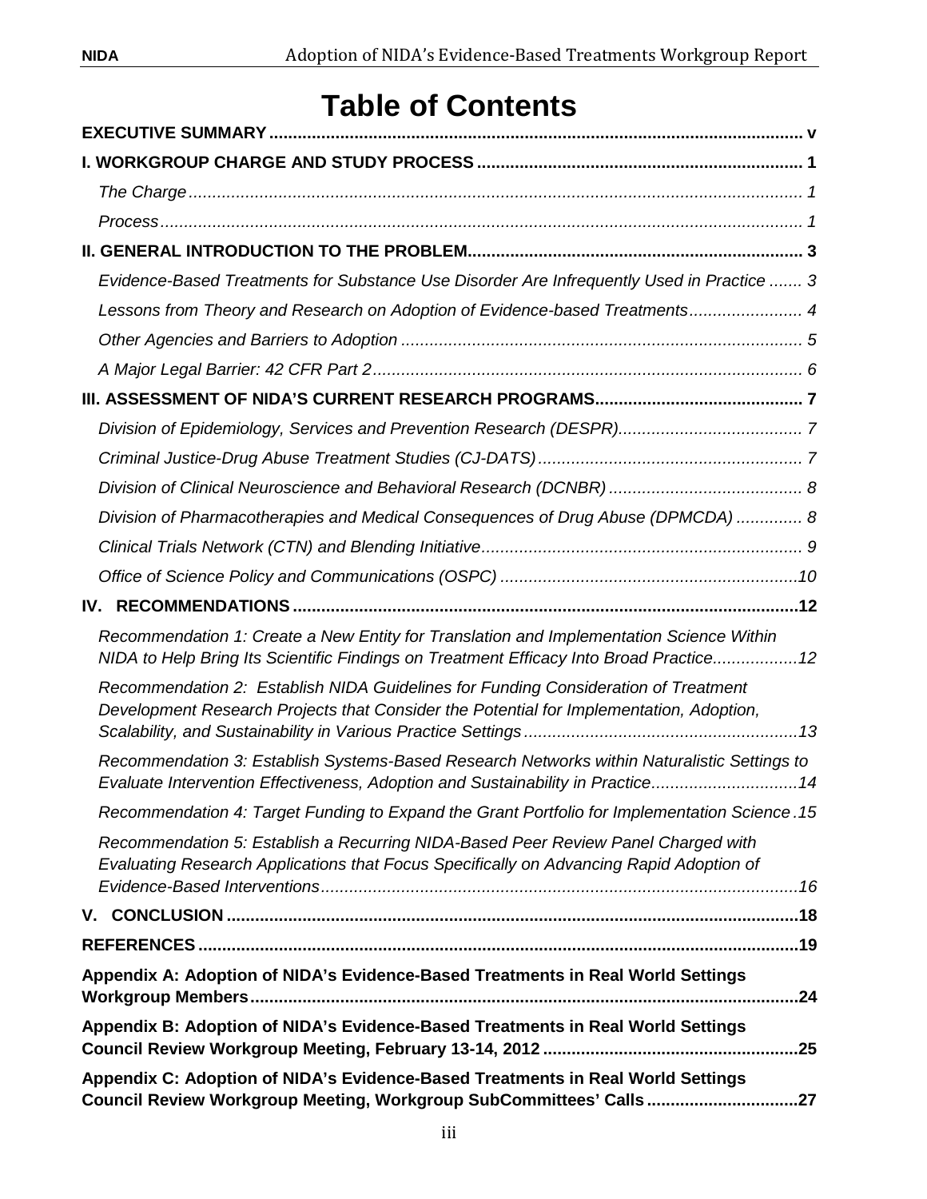# Table of Contents

**EXECUTIVE SUMMARY** ..... v

**I. WORKGROUP CHARGE AND STUDY PROCESS** ..... 1

- *The Charge* ..... 1
- *Process* ..... 1

**II. GENERAL INTRODUCTION TO THE PROBLEM** ..... 3

- *Evidence-Based Treatments for Substance Use Disorder Are Infrequently Used in Practice* ..... 3
- *Lessons from Theory and Research on Adoption of Evidence-based Treatments* ..... 4
- *Other Agencies and Barriers to Adoption* ..... 5
- *A Major Legal Barrier: 42 CFR Part 2* ..... 6

**III. ASSESSMENT OF NIDA'S CURRENT RESEARCH PROGRAMS** ..... 7

- *Division of Epidemiology, Services and Prevention Research (DESPR)* ..... 7
- *Criminal Justice-Drug Abuse Treatment Studies (CJ-DATS)* ..... 7
- *Division of Clinical Neuroscience and Behavioral Research (DCNBR)* ..... 8
- *Division of Pharmacotherapies and Medical Consequences of Drug Abuse (DPMCDA)* ..... 8
- *Clinical Trials Network (CTN) and Blending Initiative* ..... 9
- *Office of Science Policy and Communications (OSPC)* ..... 10

**IV. RECOMMENDATIONS** ..... 12

- *Recommendation 1: Create a New Entity for Translation and Implementation Science Within NIDA to Help Bring Its Scientific Findings on Treatment Efficacy Into Broad Practice* ..... 12
- *Recommendation 2: Establish NIDA Guidelines for Funding Consideration of Treatment Development Research Projects that Consider the Potential for Implementation, Adoption, Scalability, and Sustainability in Various Practice Settings* ..... 13
- *Recommendation 3: Establish Systems-Based Research Networks within Naturalistic Settings to Evaluate Intervention Effectiveness, Adoption and Sustainability in Practice* ..... 14
- *Recommendation 4: Target Funding to Expand the Grant Portfolio for Implementation Science* ..... 15
- *Recommendation 5: Establish a Recurring NIDA-Based Peer Review Panel Charged with Evaluating Research Applications that Focus Specifically on Advancing Rapid Adoption of Evidence-Based Interventions* ..... 16

**V. CONCLUSION** ..... 18

**REFERENCES** ..... 19

**Appendix A: Adoption of NIDA's Evidence-Based Treatments in Real World Settings Workgroup Members** ..... 24

**Appendix B: Adoption of NIDA's Evidence-Based Treatments in Real World Settings Council Review Workgroup Meeting, February 13-14, 2012** ..... 25

**Appendix C: Adoption of NIDA's Evidence-Based Treatments in Real World Settings Council Review Workgroup Meeting, Workgroup SubCommittees' Calls** ..... 27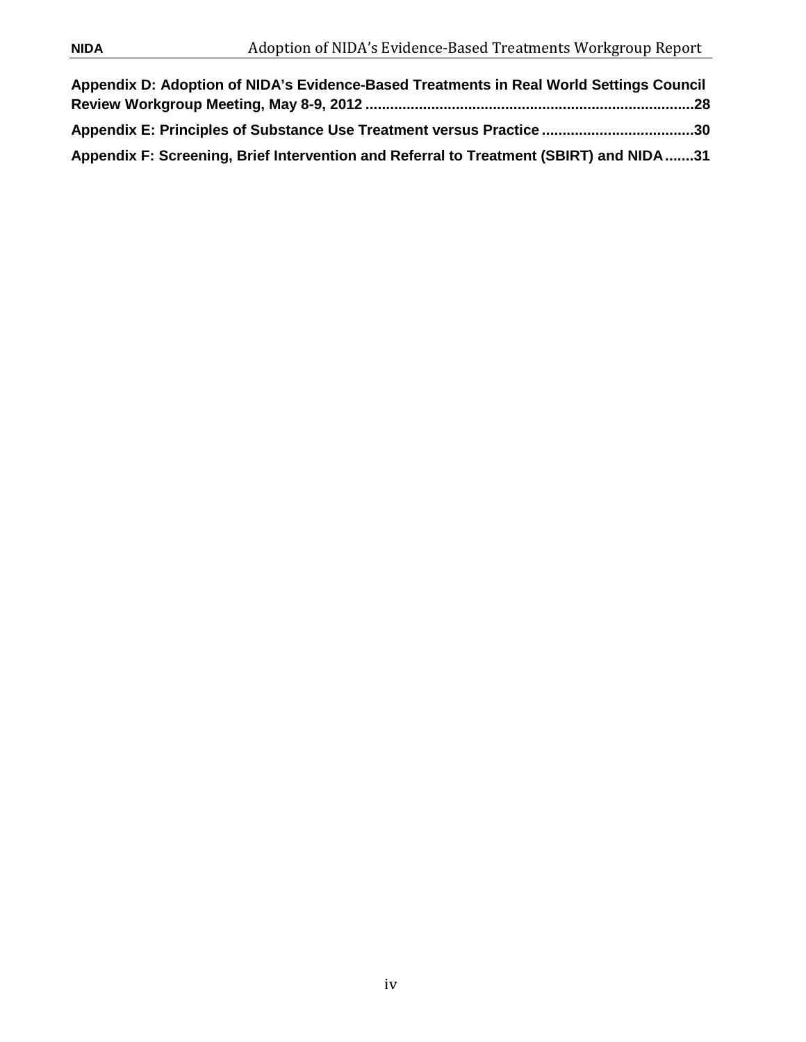**Appendix D: Adoption of NIDA's Evidence-Based Treatments in Real World Settings Council Review Workgroup Meeting, May 8-9, 2012 .....28**

**Appendix E: Principles of Substance Use Treatment versus Practice .....30**

**Appendix F: Screening, Brief Intervention and Referral to Treatment (SBIRT) and NIDA .....31**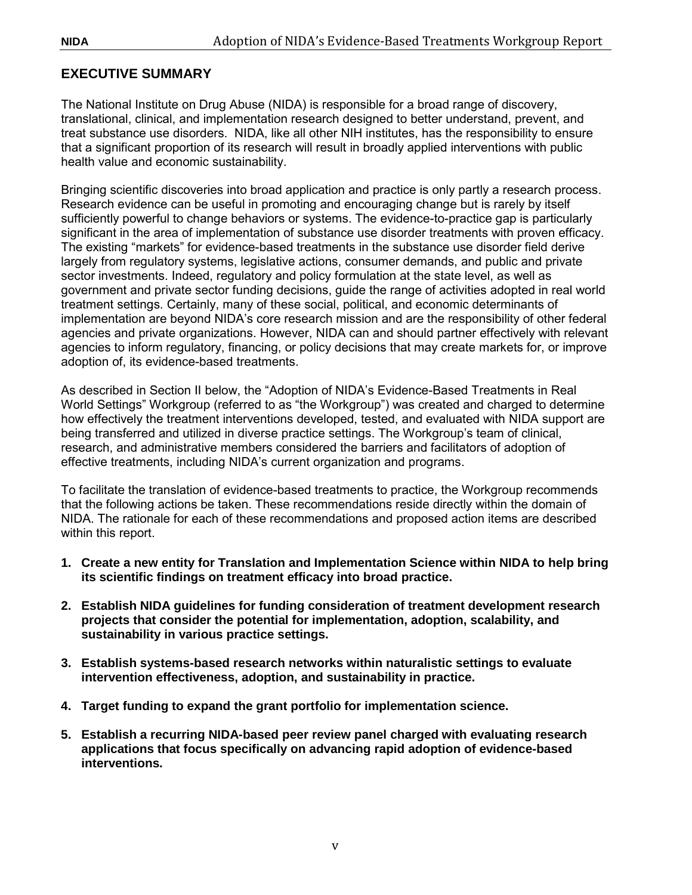## EXECUTIVE SUMMARY

The National Institute on Drug Abuse (NIDA) is responsible for a broad range of discovery, translational, clinical, and implementation research designed to better understand, prevent, and treat substance use disorders. NIDA, like all other NIH institutes, has the responsibility to ensure that a significant proportion of its research will result in broadly applied interventions with public health value and economic sustainability.

Bringing scientific discoveries into broad application and practice is only partly a research process. Research evidence can be useful in promoting and encouraging change but is rarely by itself sufficiently powerful to change behaviors or systems. The evidence-to-practice gap is particularly significant in the area of implementation of substance use disorder treatments with proven efficacy. The existing "markets" for evidence-based treatments in the substance use disorder field derive largely from regulatory systems, legislative actions, consumer demands, and public and private sector investments. Indeed, regulatory and policy formulation at the state level, as well as government and private sector funding decisions, guide the range of activities adopted in real world treatment settings. Certainly, many of these social, political, and economic determinants of implementation are beyond NIDA's core research mission and are the responsibility of other federal agencies and private organizations. However, NIDA can and should partner effectively with relevant agencies to inform regulatory, financing, or policy decisions that may create markets for, or improve adoption of, its evidence-based treatments.

As described in Section II below, the "Adoption of NIDA's Evidence-Based Treatments in Real World Settings" Workgroup (referred to as "the Workgroup") was created and charged to determine how effectively the treatment interventions developed, tested, and evaluated with NIDA support are being transferred and utilized in diverse practice settings. The Workgroup's team of clinical, research, and administrative members considered the barriers and facilitators of adoption of effective treatments, including NIDA's current organization and programs.

To facilitate the translation of evidence-based treatments to practice, the Workgroup recommends that the following actions be taken. These recommendations reside directly within the domain of NIDA. The rationale for each of these recommendations and proposed action items are described within this report.

1. **Create a new entity for Translation and Implementation Science within NIDA to help bring its scientific findings on treatment efficacy into broad practice.**

2. **Establish NIDA guidelines for funding consideration of treatment development research projects that consider the potential for implementation, adoption, scalability, and sustainability in various practice settings.**

3. **Establish systems-based research networks within naturalistic settings to evaluate intervention effectiveness, adoption, and sustainability in practice.**

4. **Target funding to expand the grant portfolio for implementation science.**

5. **Establish a recurring NIDA-based peer review panel charged with evaluating research applications that focus specifically on advancing rapid adoption of evidence-based interventions.**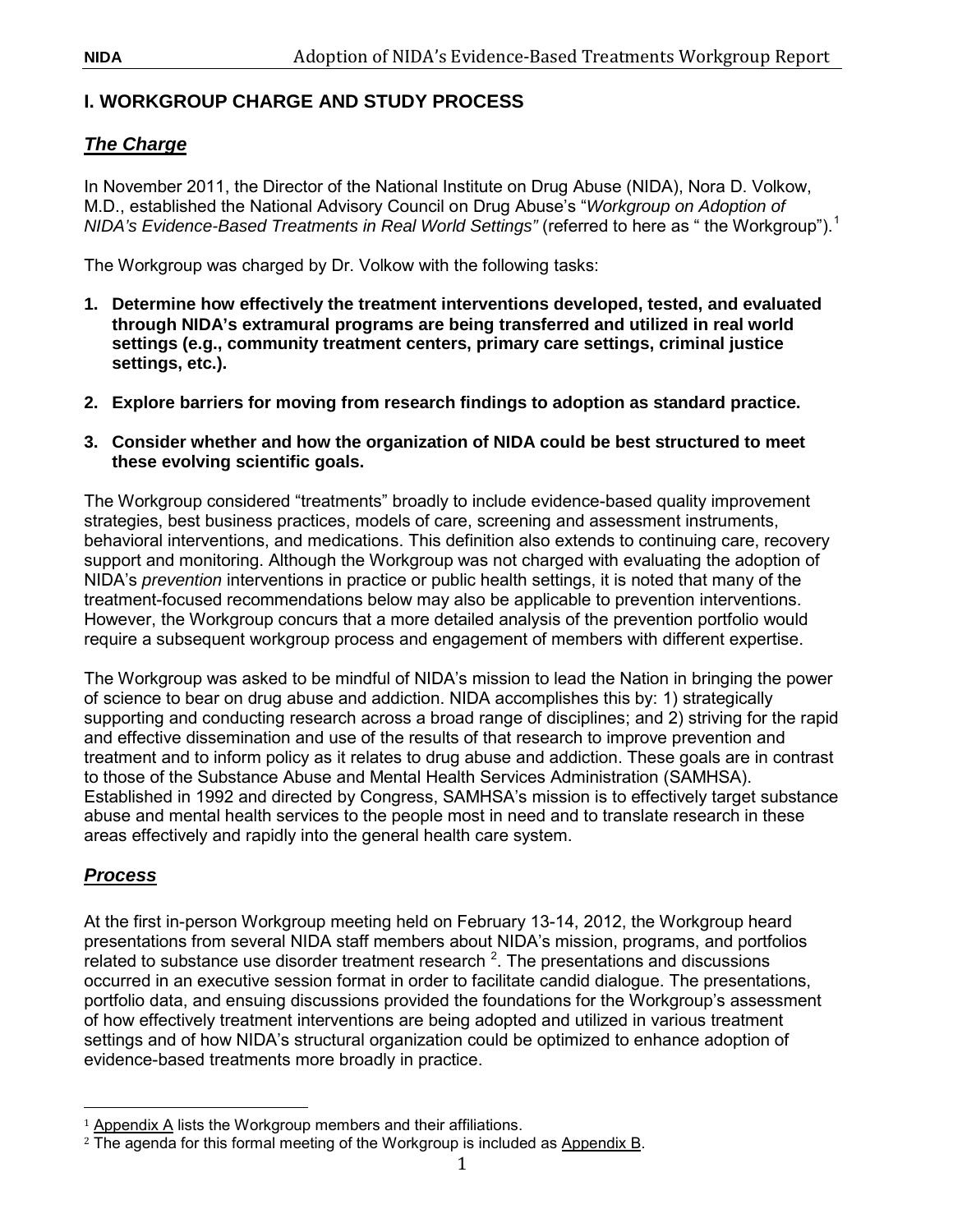## I. WORKGROUP CHARGE AND STUDY PROCESS

### ***The Charge***

In November 2011, the Director of the National Institute on Drug Abuse (NIDA), Nora D. Volkow, M.D., established the National Advisory Council on Drug Abuse's "*Workgroup on Adoption of NIDA's Evidence-Based Treatments in Real World Settings"* (referred to here as " the Workgroup").[1]

The Workgroup was charged by Dr. Volkow with the following tasks:

1. **Determine how effectively the treatment interventions developed, tested, and evaluated through NIDA's extramural programs are being transferred and utilized in real world settings (e.g., community treatment centers, primary care settings, criminal justice settings, etc.).**
2. **Explore barriers for moving from research findings to adoption as standard practice.**
3. **Consider whether and how the organization of NIDA could be best structured to meet these evolving scientific goals.**

The Workgroup considered "treatments" broadly to include evidence-based quality improvement strategies, best business practices, models of care, screening and assessment instruments, behavioral interventions, and medications. This definition also extends to continuing care, recovery support and monitoring. Although the Workgroup was not charged with evaluating the adoption of NIDA's *prevention* interventions in practice or public health settings, it is noted that many of the treatment-focused recommendations below may also be applicable to prevention interventions. However, the Workgroup concurs that a more detailed analysis of the prevention portfolio would require a subsequent workgroup process and engagement of members with different expertise.

The Workgroup was asked to be mindful of NIDA's mission to lead the Nation in bringing the power of science to bear on drug abuse and addiction. NIDA accomplishes this by: 1) strategically supporting and conducting research across a broad range of disciplines; and 2) striving for the rapid and effective dissemination and use of the results of that research to improve prevention and treatment and to inform policy as it relates to drug abuse and addiction. These goals are in contrast to those of the Substance Abuse and Mental Health Services Administration (SAMHSA). Established in 1992 and directed by Congress, SAMHSA's mission is to effectively target substance abuse and mental health services to the people most in need and to translate research in these areas effectively and rapidly into the general health care system.

### ***Process***

At the first in-person Workgroup meeting held on February 13-14, 2012, the Workgroup heard presentations from several NIDA staff members about NIDA's mission, programs, and portfolios related to substance use disorder treatment research [2]. The presentations and discussions occurred in an executive session format in order to facilitate candid dialogue. The presentations, portfolio data, and ensuing discussions provided the foundations for the Workgroup's assessment of how effectively treatment interventions are being adopted and utilized in various treatment settings and of how NIDA's structural organization could be optimized to enhance adoption of evidence-based treatments more broadly in practice.

---

[1] Appendix A lists the Workgroup members and their affiliations.

[2] The agenda for this formal meeting of the Workgroup is included as Appendix B.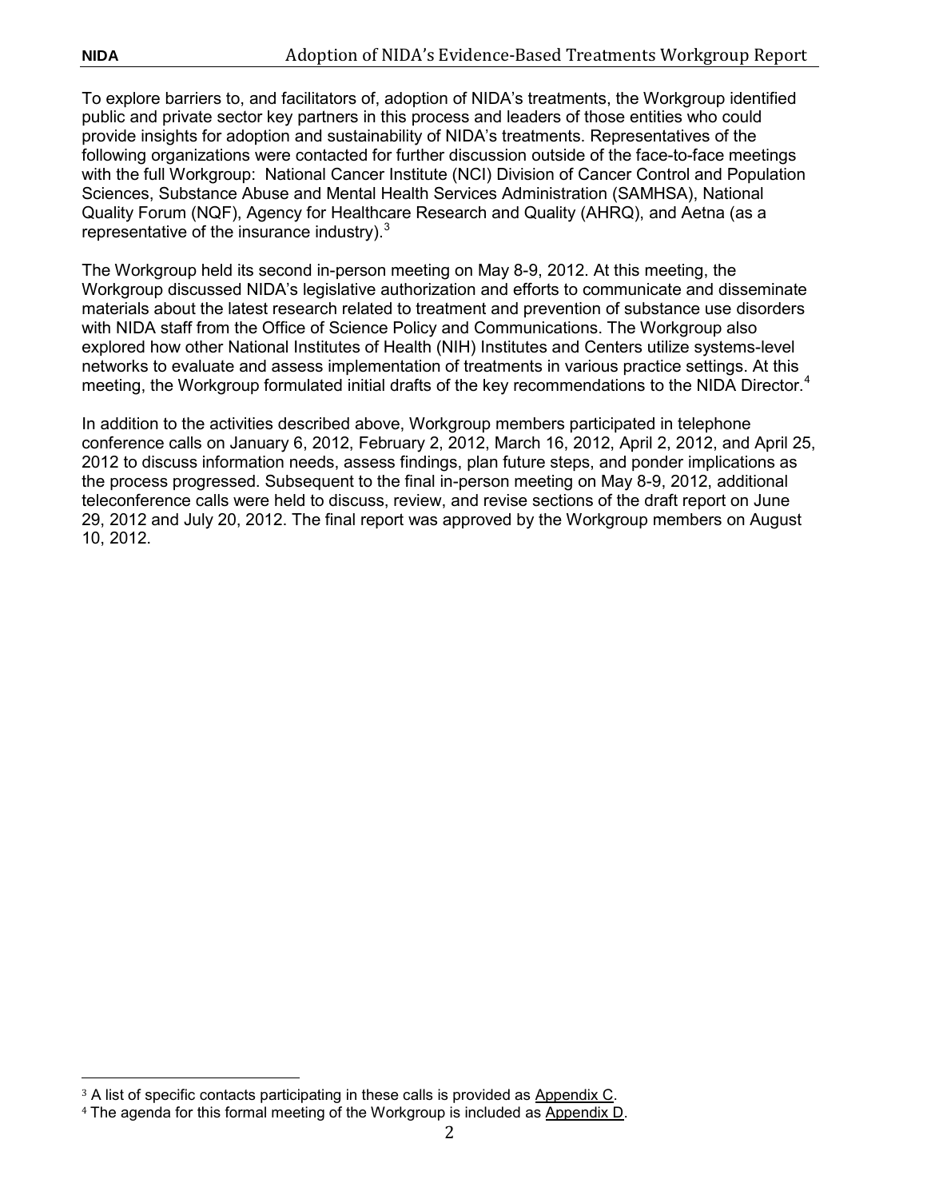To explore barriers to, and facilitators of, adoption of NIDA's treatments, the Workgroup identified public and private sector key partners in this process and leaders of those entities who could provide insights for adoption and sustainability of NIDA's treatments. Representatives of the following organizations were contacted for further discussion outside of the face-to-face meetings with the full Workgroup: National Cancer Institute (NCI) Division of Cancer Control and Population Sciences, Substance Abuse and Mental Health Services Administration (SAMHSA), National Quality Forum (NQF), Agency for Healthcare Research and Quality (AHRQ), and Aetna (as a representative of the insurance industry).[3]

The Workgroup held its second in-person meeting on May 8-9, 2012. At this meeting, the Workgroup discussed NIDA's legislative authorization and efforts to communicate and disseminate materials about the latest research related to treatment and prevention of substance use disorders with NIDA staff from the Office of Science Policy and Communications. The Workgroup also explored how other National Institutes of Health (NIH) Institutes and Centers utilize systems-level networks to evaluate and assess implementation of treatments in various practice settings. At this meeting, the Workgroup formulated initial drafts of the key recommendations to the NIDA Director.[4]

In addition to the activities described above, Workgroup members participated in telephone conference calls on January 6, 2012, February 2, 2012, March 16, 2012, April 2, 2012, and April 25, 2012 to discuss information needs, assess findings, plan future steps, and ponder implications as the process progressed. Subsequent to the final in-person meeting on May 8-9, 2012, additional teleconference calls were held to discuss, review, and revise sections of the draft report on June 29, 2012 and July 20, 2012. The final report was approved by the Workgroup members on August 10, 2012.

---

[3] A list of specific contacts participating in these calls is provided as Appendix C.

[4] The agenda for this formal meeting of the Workgroup is included as Appendix D.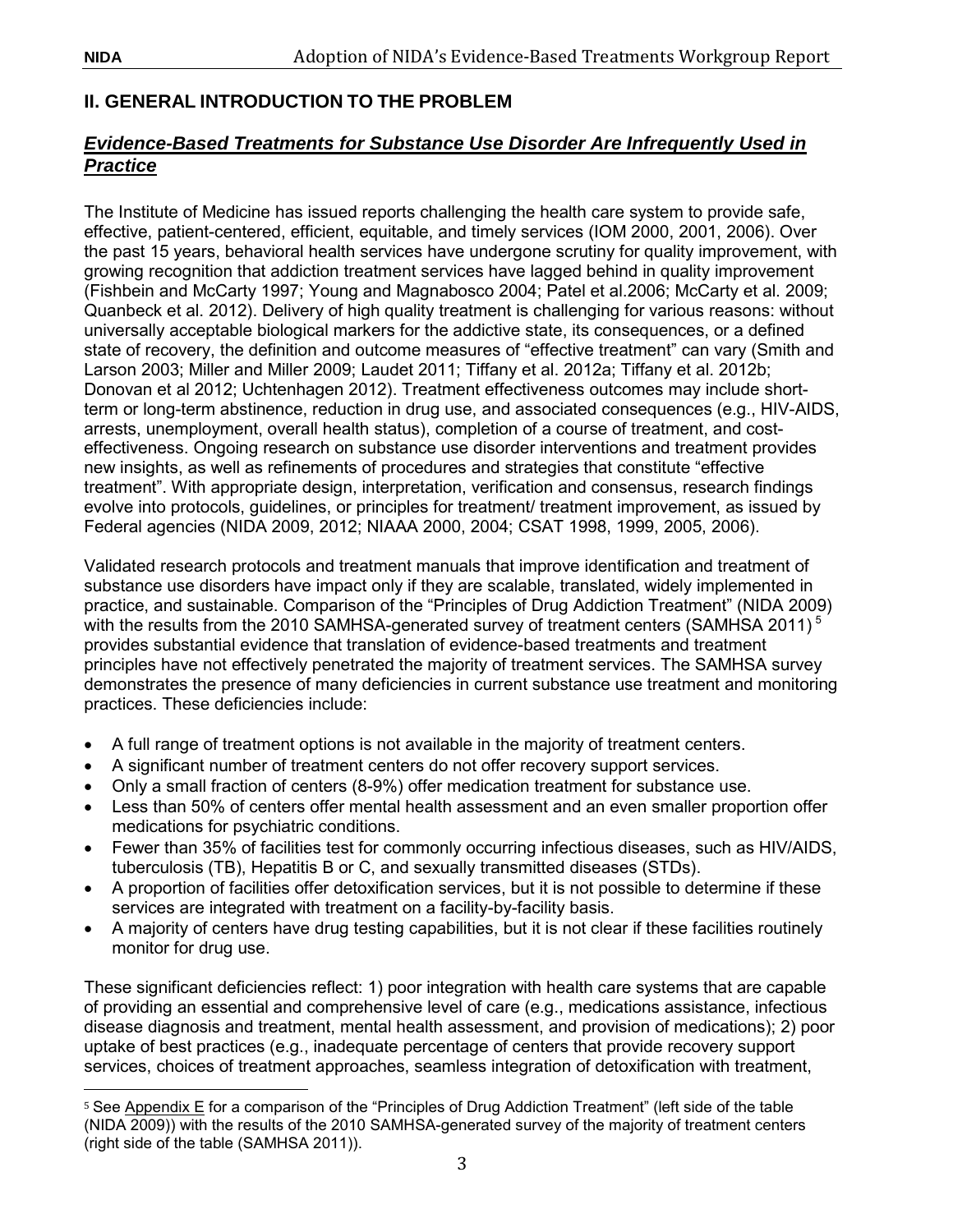## II. GENERAL INTRODUCTION TO THE PROBLEM

### ***Evidence-Based Treatments for Substance Use Disorder Are Infrequently Used in Practice***

The Institute of Medicine has issued reports challenging the health care system to provide safe, effective, patient-centered, efficient, equitable, and timely services (IOM 2000, 2001, 2006). Over the past 15 years, behavioral health services have undergone scrutiny for quality improvement, with growing recognition that addiction treatment services have lagged behind in quality improvement (Fishbein and McCarty 1997; Young and Magnabosco 2004; Patel et al.2006; McCarty et al. 2009; Quanbeck et al. 2012). Delivery of high quality treatment is challenging for various reasons: without universally acceptable biological markers for the addictive state, its consequences, or a defined state of recovery, the definition and outcome measures of "effective treatment" can vary (Smith and Larson 2003; Miller and Miller 2009; Laudet 2011; Tiffany et al. 2012a; Tiffany et al. 2012b; Donovan et al 2012; Uchtenhagen 2012). Treatment effectiveness outcomes may include short-term or long-term abstinence, reduction in drug use, and associated consequences (e.g., HIV-AIDS, arrests, unemployment, overall health status), completion of a course of treatment, and cost-effectiveness. Ongoing research on substance use disorder interventions and treatment provides new insights, as well as refinements of procedures and strategies that constitute "effective treatment". With appropriate design, interpretation, verification and consensus, research findings evolve into protocols, guidelines, or principles for treatment/ treatment improvement, as issued by Federal agencies (NIDA 2009, 2012; NIAAA 2000, 2004; CSAT 1998, 1999, 2005, 2006).

Validated research protocols and treatment manuals that improve identification and treatment of substance use disorders have impact only if they are scalable, translated, widely implemented in practice, and sustainable. Comparison of the "Principles of Drug Addiction Treatment" (NIDA 2009) with the results from the 2010 SAMHSA-generated survey of treatment centers (SAMHSA 2011) [5] provides substantial evidence that translation of evidence-based treatments and treatment principles have not effectively penetrated the majority of treatment services. The SAMHSA survey demonstrates the presence of many deficiencies in current substance use treatment and monitoring practices. These deficiencies include:

- A full range of treatment options is not available in the majority of treatment centers.
- A significant number of treatment centers do not offer recovery support services.
- Only a small fraction of centers (8-9%) offer medication treatment for substance use.
- Less than 50% of centers offer mental health assessment and an even smaller proportion offer medications for psychiatric conditions.
- Fewer than 35% of facilities test for commonly occurring infectious diseases, such as HIV/AIDS, tuberculosis (TB), Hepatitis B or C, and sexually transmitted diseases (STDs).
- A proportion of facilities offer detoxification services, but it is not possible to determine if these services are integrated with treatment on a facility-by-facility basis.
- A majority of centers have drug testing capabilities, but it is not clear if these facilities routinely monitor for drug use.

These significant deficiencies reflect: 1) poor integration with health care systems that are capable of providing an essential and comprehensive level of care (e.g., medications assistance, infectious disease diagnosis and treatment, mental health assessment, and provision of medications); 2) poor uptake of best practices (e.g., inadequate percentage of centers that provide recovery support services, choices of treatment approaches, seamless integration of detoxification with treatment,

[5] See Appendix E for a comparison of the "Principles of Drug Addiction Treatment" (left side of the table (NIDA 2009)) with the results of the 2010 SAMHSA-generated survey of the majority of treatment centers (right side of the table (SAMHSA 2011)).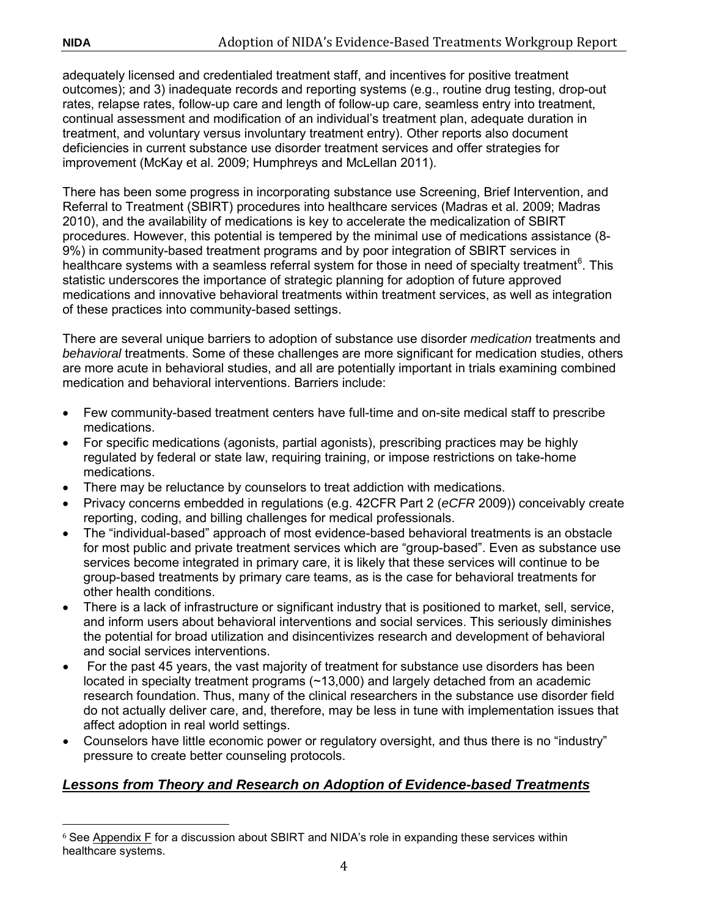adequately licensed and credentialed treatment staff, and incentives for positive treatment outcomes); and 3) inadequate records and reporting systems (e.g., routine drug testing, drop-out rates, relapse rates, follow-up care and length of follow-up care, seamless entry into treatment, continual assessment and modification of an individual's treatment plan, adequate duration in treatment, and voluntary versus involuntary treatment entry). Other reports also document deficiencies in current substance use disorder treatment services and offer strategies for improvement (McKay et al. 2009; Humphreys and McLellan 2011).

There has been some progress in incorporating substance use Screening, Brief Intervention, and Referral to Treatment (SBIRT) procedures into healthcare services (Madras et al. 2009; Madras 2010), and the availability of medications is key to accelerate the medicalization of SBIRT procedures. However, this potential is tempered by the minimal use of medications assistance (8-9%) in community-based treatment programs and by poor integration of SBIRT services in healthcare systems with a seamless referral system for those in need of specialty treatment[6]. This statistic underscores the importance of strategic planning for adoption of future approved medications and innovative behavioral treatments within treatment services, as well as integration of these practices into community-based settings.

There are several unique barriers to adoption of substance use disorder *medication* treatments and *behavioral* treatments. Some of these challenges are more significant for medication studies, others are more acute in behavioral studies, and all are potentially important in trials examining combined medication and behavioral interventions. Barriers include:

- Few community-based treatment centers have full-time and on-site medical staff to prescribe medications.
- For specific medications (agonists, partial agonists), prescribing practices may be highly regulated by federal or state law, requiring training, or impose restrictions on take-home medications.
- There may be reluctance by counselors to treat addiction with medications.
- Privacy concerns embedded in regulations (e.g. 42CFR Part 2 (*eCFR* 2009)) conceivably create reporting, coding, and billing challenges for medical professionals.
- The "individual-based" approach of most evidence-based behavioral treatments is an obstacle for most public and private treatment services which are "group-based". Even as substance use services become integrated in primary care, it is likely that these services will continue to be group-based treatments by primary care teams, as is the case for behavioral treatments for other health conditions.
- There is a lack of infrastructure or significant industry that is positioned to market, sell, service, and inform users about behavioral interventions and social services. This seriously diminishes the potential for broad utilization and disincentivizes research and development of behavioral and social services interventions.
- For the past 45 years, the vast majority of treatment for substance use disorders has been located in specialty treatment programs (~13,000) and largely detached from an academic research foundation. Thus, many of the clinical researchers in the substance use disorder field do not actually deliver care, and, therefore, may be less in tune with implementation issues that affect adoption in real world settings.
- Counselors have little economic power or regulatory oversight, and thus there is no "industry" pressure to create better counseling protocols.

## ***Lessons from Theory and Research on Adoption of Evidence-based Treatments***

[6] See Appendix F for a discussion about SBIRT and NIDA's role in expanding these services within healthcare systems.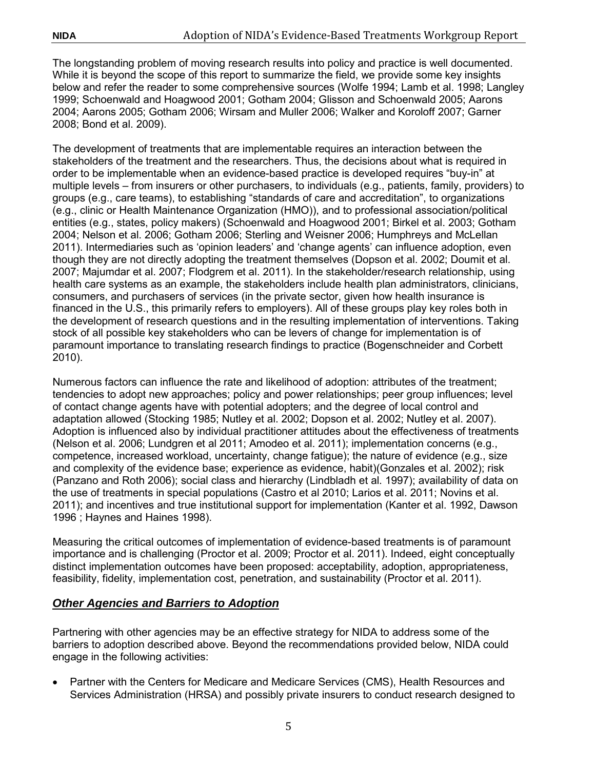The longstanding problem of moving research results into policy and practice is well documented. While it is beyond the scope of this report to summarize the field, we provide some key insights below and refer the reader to some comprehensive sources (Wolfe 1994; Lamb et al. 1998; Langley 1999; Schoenwald and Hoagwood 2001; Gotham 2004; Glisson and Schoenwald 2005; Aarons 2004; Aarons 2005; Gotham 2006; Wirsam and Muller 2006; Walker and Koroloff 2007; Garner 2008; Bond et al. 2009).

The development of treatments that are implementable requires an interaction between the stakeholders of the treatment and the researchers. Thus, the decisions about what is required in order to be implementable when an evidence-based practice is developed requires "buy-in" at multiple levels – from insurers or other purchasers, to individuals (e.g., patients, family, providers) to groups (e.g., care teams), to establishing "standards of care and accreditation", to organizations (e.g., clinic or Health Maintenance Organization (HMO)), and to professional association/political entities (e.g., states, policy makers) (Schoenwald and Hoagwood 2001; Birkel et al. 2003; Gotham 2004; Nelson et al. 2006; Gotham 2006; Sterling and Weisner 2006; Humphreys and McLellan 2011). Intermediaries such as 'opinion leaders' and 'change agents' can influence adoption, even though they are not directly adopting the treatment themselves (Dopson et al. 2002; Doumit et al. 2007; Majumdar et al. 2007; Flodgrem et al. 2011). In the stakeholder/research relationship, using health care systems as an example, the stakeholders include health plan administrators, clinicians, consumers, and purchasers of services (in the private sector, given how health insurance is financed in the U.S., this primarily refers to employers). All of these groups play key roles both in the development of research questions and in the resulting implementation of interventions. Taking stock of all possible key stakeholders who can be levers of change for implementation is of paramount importance to translating research findings to practice (Bogenschneider and Corbett 2010).

Numerous factors can influence the rate and likelihood of adoption: attributes of the treatment; tendencies to adopt new approaches; policy and power relationships; peer group influences; level of contact change agents have with potential adopters; and the degree of local control and adaptation allowed (Stocking 1985; Nutley et al. 2002; Dopson et al. 2002; Nutley et al. 2007). Adoption is influenced also by individual practitioner attitudes about the effectiveness of treatments (Nelson et al. 2006; Lundgren et al 2011; Amodeo et al. 2011); implementation concerns (e.g., competence, increased workload, uncertainty, change fatigue); the nature of evidence (e.g., size and complexity of the evidence base; experience as evidence, habit)(Gonzales et al. 2002); risk (Panzano and Roth 2006); social class and hierarchy (Lindbladh et al. 1997); availability of data on the use of treatments in special populations (Castro et al 2010; Larios et al. 2011; Novins et al. 2011); and incentives and true institutional support for implementation (Kanter et al. 1992, Dawson 1996 ; Haynes and Haines 1998).

Measuring the critical outcomes of implementation of evidence-based treatments is of paramount importance and is challenging (Proctor et al. 2009; Proctor et al. 2011). Indeed, eight conceptually distinct implementation outcomes have been proposed: acceptability, adoption, appropriateness, feasibility, fidelity, implementation cost, penetration, and sustainability (Proctor et al. 2011).

## ***Other Agencies and Barriers to Adoption***

Partnering with other agencies may be an effective strategy for NIDA to address some of the barriers to adoption described above. Beyond the recommendations provided below, NIDA could engage in the following activities:

- Partner with the Centers for Medicare and Medicare Services (CMS), Health Resources and Services Administration (HRSA) and possibly private insurers to conduct research designed to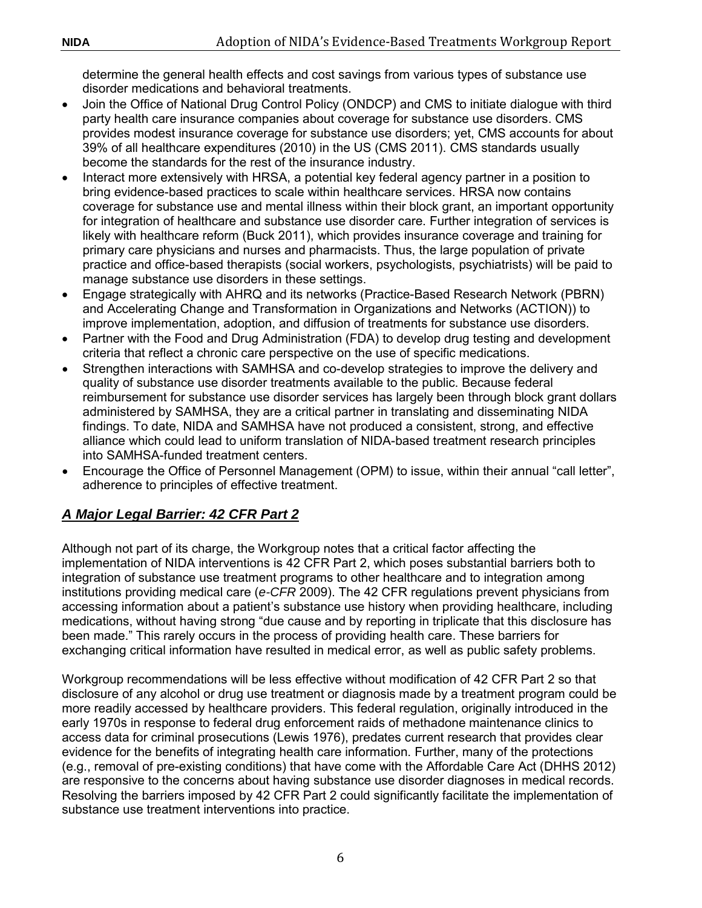determine the general health effects and cost savings from various types of substance use disorder medications and behavioral treatments.

- Join the Office of National Drug Control Policy (ONDCP) and CMS to initiate dialogue with third party health care insurance companies about coverage for substance use disorders. CMS provides modest insurance coverage for substance use disorders; yet, CMS accounts for about 39% of all healthcare expenditures (2010) in the US (CMS 2011). CMS standards usually become the standards for the rest of the insurance industry.
- Interact more extensively with HRSA, a potential key federal agency partner in a position to bring evidence-based practices to scale within healthcare services. HRSA now contains coverage for substance use and mental illness within their block grant, an important opportunity for integration of healthcare and substance use disorder care. Further integration of services is likely with healthcare reform (Buck 2011), which provides insurance coverage and training for primary care physicians and nurses and pharmacists. Thus, the large population of private practice and office-based therapists (social workers, psychologists, psychiatrists) will be paid to manage substance use disorders in these settings.
- Engage strategically with AHRQ and its networks (Practice-Based Research Network (PBRN) and Accelerating Change and Transformation in Organizations and Networks (ACTION)) to improve implementation, adoption, and diffusion of treatments for substance use disorders.
- Partner with the Food and Drug Administration (FDA) to develop drug testing and development criteria that reflect a chronic care perspective on the use of specific medications.
- Strengthen interactions with SAMHSA and co-develop strategies to improve the delivery and quality of substance use disorder treatments available to the public. Because federal reimbursement for substance use disorder services has largely been through block grant dollars administered by SAMHSA, they are a critical partner in translating and disseminating NIDA findings. To date, NIDA and SAMHSA have not produced a consistent, strong, and effective alliance which could lead to uniform translation of NIDA-based treatment research principles into SAMHSA-funded treatment centers.
- Encourage the Office of Personnel Management (OPM) to issue, within their annual "call letter", adherence to principles of effective treatment.

## ***A Major Legal Barrier: 42 CFR Part 2***

Although not part of its charge, the Workgroup notes that a critical factor affecting the implementation of NIDA interventions is 42 CFR Part 2, which poses substantial barriers both to integration of substance use treatment programs to other healthcare and to integration among institutions providing medical care (*e-CFR* 2009). The 42 CFR regulations prevent physicians from accessing information about a patient's substance use history when providing healthcare, including medications, without having strong "due cause and by reporting in triplicate that this disclosure has been made." This rarely occurs in the process of providing health care. These barriers for exchanging critical information have resulted in medical error, as well as public safety problems.

Workgroup recommendations will be less effective without modification of 42 CFR Part 2 so that disclosure of any alcohol or drug use treatment or diagnosis made by a treatment program could be more readily accessed by healthcare providers. This federal regulation, originally introduced in the early 1970s in response to federal drug enforcement raids of methadone maintenance clinics to access data for criminal prosecutions (Lewis 1976), predates current research that provides clear evidence for the benefits of integrating health care information. Further, many of the protections (e.g., removal of pre-existing conditions) that have come with the Affordable Care Act (DHHS 2012) are responsive to the concerns about having substance use disorder diagnoses in medical records. Resolving the barriers imposed by 42 CFR Part 2 could significantly facilitate the implementation of substance use treatment interventions into practice.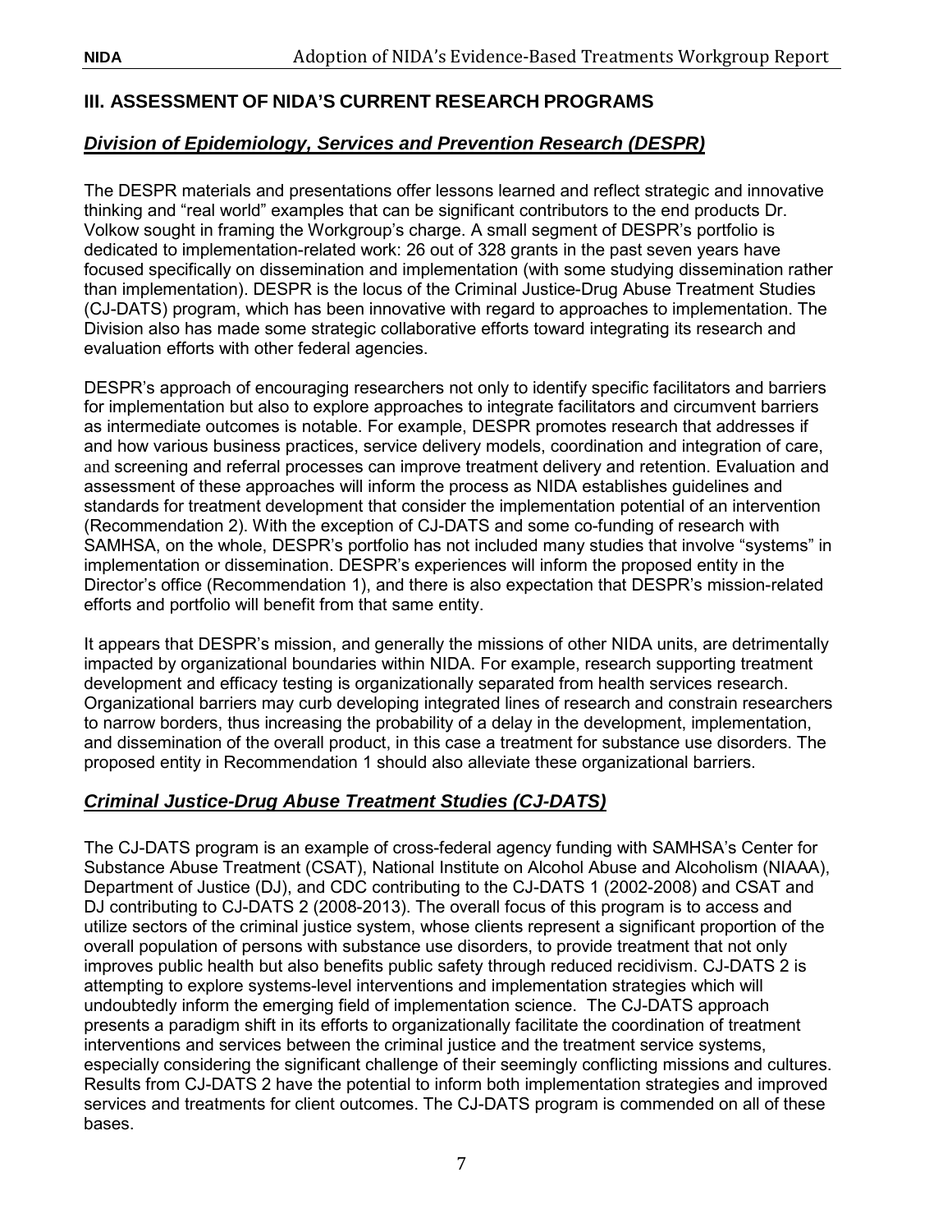## III. ASSESSMENT OF NIDA'S CURRENT RESEARCH PROGRAMS

### ***Division of Epidemiology, Services and Prevention Research (DESPR)***

The DESPR materials and presentations offer lessons learned and reflect strategic and innovative thinking and "real world" examples that can be significant contributors to the end products Dr. Volkow sought in framing the Workgroup's charge. A small segment of DESPR's portfolio is dedicated to implementation-related work: 26 out of 328 grants in the past seven years have focused specifically on dissemination and implementation (with some studying dissemination rather than implementation). DESPR is the locus of the Criminal Justice-Drug Abuse Treatment Studies (CJ-DATS) program, which has been innovative with regard to approaches to implementation. The Division also has made some strategic collaborative efforts toward integrating its research and evaluation efforts with other federal agencies.

DESPR's approach of encouraging researchers not only to identify specific facilitators and barriers for implementation but also to explore approaches to integrate facilitators and circumvent barriers as intermediate outcomes is notable. For example, DESPR promotes research that addresses if and how various business practices, service delivery models, coordination and integration of care, and screening and referral processes can improve treatment delivery and retention. Evaluation and assessment of these approaches will inform the process as NIDA establishes guidelines and standards for treatment development that consider the implementation potential of an intervention (Recommendation 2). With the exception of CJ-DATS and some co-funding of research with SAMHSA, on the whole, DESPR's portfolio has not included many studies that involve "systems" in implementation or dissemination. DESPR's experiences will inform the proposed entity in the Director's office (Recommendation 1), and there is also expectation that DESPR's mission-related efforts and portfolio will benefit from that same entity.

It appears that DESPR's mission, and generally the missions of other NIDA units, are detrimentally impacted by organizational boundaries within NIDA. For example, research supporting treatment development and efficacy testing is organizationally separated from health services research. Organizational barriers may curb developing integrated lines of research and constrain researchers to narrow borders, thus increasing the probability of a delay in the development, implementation, and dissemination of the overall product, in this case a treatment for substance use disorders. The proposed entity in Recommendation 1 should also alleviate these organizational barriers.

### ***Criminal Justice-Drug Abuse Treatment Studies (CJ-DATS)***

The CJ-DATS program is an example of cross-federal agency funding with SAMHSA's Center for Substance Abuse Treatment (CSAT), National Institute on Alcohol Abuse and Alcoholism (NIAAA), Department of Justice (DJ), and CDC contributing to the CJ-DATS 1 (2002-2008) and CSAT and DJ contributing to CJ-DATS 2 (2008-2013). The overall focus of this program is to access and utilize sectors of the criminal justice system, whose clients represent a significant proportion of the overall population of persons with substance use disorders, to provide treatment that not only improves public health but also benefits public safety through reduced recidivism. CJ-DATS 2 is attempting to explore systems-level interventions and implementation strategies which will undoubtedly inform the emerging field of implementation science. The CJ-DATS approach presents a paradigm shift in its efforts to organizationally facilitate the coordination of treatment interventions and services between the criminal justice and the treatment service systems, especially considering the significant challenge of their seemingly conflicting missions and cultures. Results from CJ-DATS 2 have the potential to inform both implementation strategies and improved services and treatments for client outcomes. The CJ-DATS program is commended on all of these bases.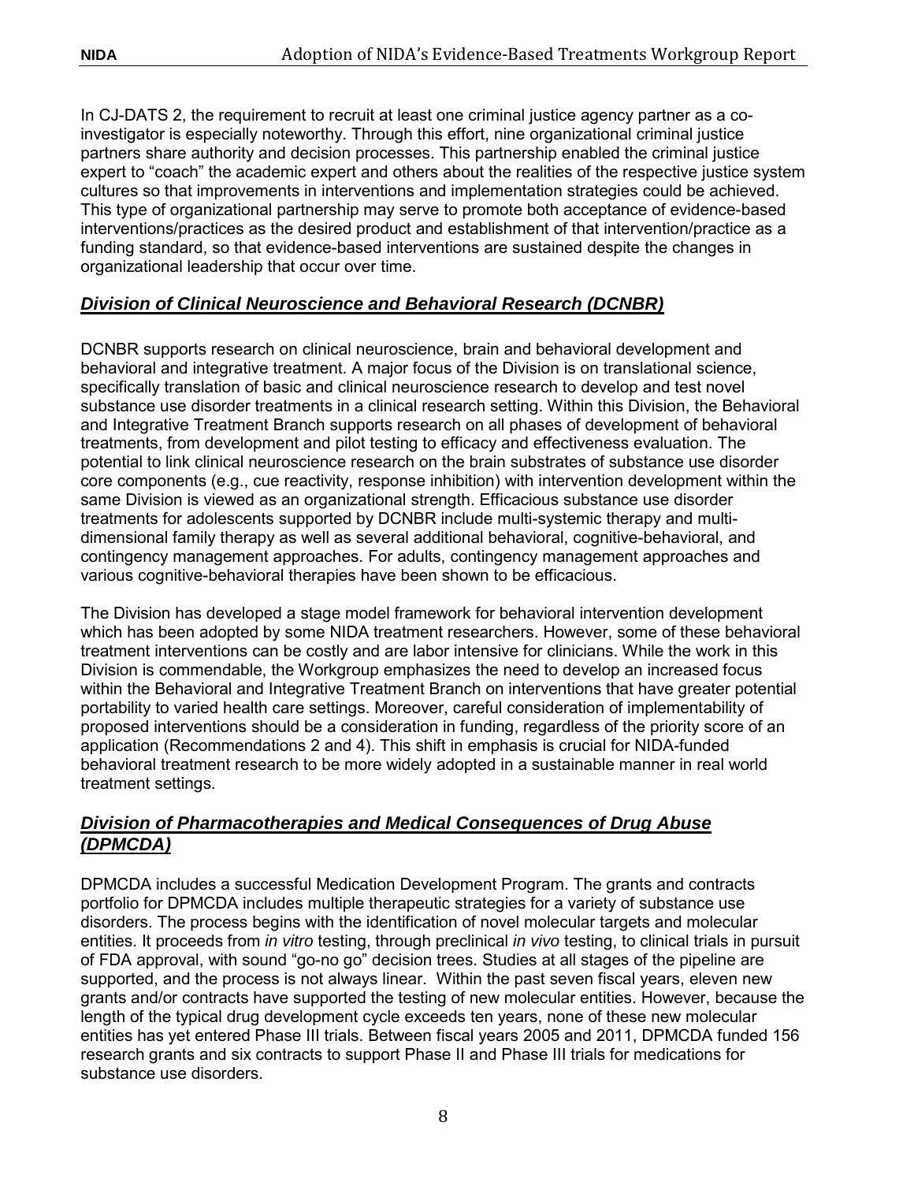In CJ-DATS 2, the requirement to recruit at least one criminal justice agency partner as a co-investigator is especially noteworthy. Through this effort, nine organizational criminal justice partners share authority and decision processes. This partnership enabled the criminal justice expert to "coach" the academic expert and others about the realities of the respective justice system cultures so that improvements in interventions and implementation strategies could be achieved. This type of organizational partnership may serve to promote both acceptance of evidence-based interventions/practices as the desired product and establishment of that intervention/practice as a funding standard, so that evidence-based interventions are sustained despite the changes in organizational leadership that occur over time.

## ***Division of Clinical Neuroscience and Behavioral Research (DCNBR)***

DCNBR supports research on clinical neuroscience, brain and behavioral development and behavioral and integrative treatment. A major focus of the Division is on translational science, specifically translation of basic and clinical neuroscience research to develop and test novel substance use disorder treatments in a clinical research setting. Within this Division, the Behavioral and Integrative Treatment Branch supports research on all phases of development of behavioral treatments, from development and pilot testing to efficacy and effectiveness evaluation. The potential to link clinical neuroscience research on the brain substrates of substance use disorder core components (e.g., cue reactivity, response inhibition) with intervention development within the same Division is viewed as an organizational strength. Efficacious substance use disorder treatments for adolescents supported by DCNBR include multi-systemic therapy and multi-dimensional family therapy as well as several additional behavioral, cognitive-behavioral, and contingency management approaches. For adults, contingency management approaches and various cognitive-behavioral therapies have been shown to be efficacious.

The Division has developed a stage model framework for behavioral intervention development which has been adopted by some NIDA treatment researchers. However, some of these behavioral treatment interventions can be costly and are labor intensive for clinicians. While the work in this Division is commendable, the Workgroup emphasizes the need to develop an increased focus within the Behavioral and Integrative Treatment Branch on interventions that have greater potential portability to varied health care settings. Moreover, careful consideration of implementability of proposed interventions should be a consideration in funding, regardless of the priority score of an application (Recommendations 2 and 4). This shift in emphasis is crucial for NIDA-funded behavioral treatment research to be more widely adopted in a sustainable manner in real world treatment settings.

## ***Division of Pharmacotherapies and Medical Consequences of Drug Abuse (DPMCDA)***

DPMCDA includes a successful Medication Development Program. The grants and contracts portfolio for DPMCDA includes multiple therapeutic strategies for a variety of substance use disorders. The process begins with the identification of novel molecular targets and molecular entities. It proceeds from *in vitro* testing, through preclinical *in vivo* testing, to clinical trials in pursuit of FDA approval, with sound "go-no go" decision trees. Studies at all stages of the pipeline are supported, and the process is not always linear. Within the past seven fiscal years, eleven new grants and/or contracts have supported the testing of new molecular entities. However, because the length of the typical drug development cycle exceeds ten years, none of these new molecular entities has yet entered Phase III trials. Between fiscal years 2005 and 2011, DPMCDA funded 156 research grants and six contracts to support Phase II and Phase III trials for medications for substance use disorders.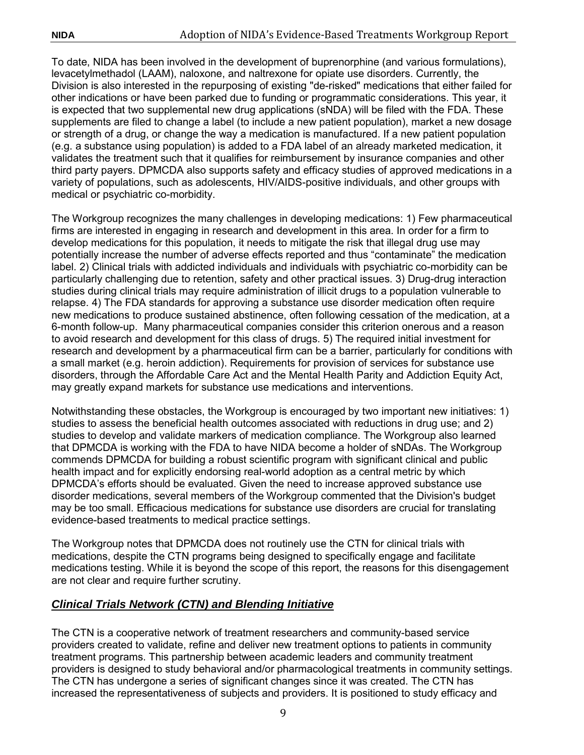To date, NIDA has been involved in the development of buprenorphine (and various formulations), levacetylmethadol (LAAM), naloxone, and naltrexone for opiate use disorders. Currently, the Division is also interested in the repurposing of existing "de-risked" medications that either failed for other indications or have been parked due to funding or programmatic considerations. This year, it is expected that two supplemental new drug applications (sNDA) will be filed with the FDA. These supplements are filed to change a label (to include a new patient population), market a new dosage or strength of a drug, or change the way a medication is manufactured. If a new patient population (e.g. a substance using population) is added to a FDA label of an already marketed medication, it validates the treatment such that it qualifies for reimbursement by insurance companies and other third party payers. DPMCDA also supports safety and efficacy studies of approved medications in a variety of populations, such as adolescents, HIV/AIDS-positive individuals, and other groups with medical or psychiatric co-morbidity.

The Workgroup recognizes the many challenges in developing medications: 1) Few pharmaceutical firms are interested in engaging in research and development in this area. In order for a firm to develop medications for this population, it needs to mitigate the risk that illegal drug use may potentially increase the number of adverse effects reported and thus "contaminate" the medication label. 2) Clinical trials with addicted individuals and individuals with psychiatric co-morbidity can be particularly challenging due to retention, safety and other practical issues. 3) Drug-drug interaction studies during clinical trials may require administration of illicit drugs to a population vulnerable to relapse. 4) The FDA standards for approving a substance use disorder medication often require new medications to produce sustained abstinence, often following cessation of the medication, at a 6-month follow-up. Many pharmaceutical companies consider this criterion onerous and a reason to avoid research and development for this class of drugs. 5) The required initial investment for research and development by a pharmaceutical firm can be a barrier, particularly for conditions with a small market (e.g. heroin addiction). Requirements for provision of services for substance use disorders, through the Affordable Care Act and the Mental Health Parity and Addiction Equity Act, may greatly expand markets for substance use medications and interventions.

Notwithstanding these obstacles, the Workgroup is encouraged by two important new initiatives: 1) studies to assess the beneficial health outcomes associated with reductions in drug use; and 2) studies to develop and validate markers of medication compliance. The Workgroup also learned that DPMCDA is working with the FDA to have NIDA become a holder of sNDAs. The Workgroup commends DPMCDA for building a robust scientific program with significant clinical and public health impact and for explicitly endorsing real-world adoption as a central metric by which DPMCDA's efforts should be evaluated. Given the need to increase approved substance use disorder medications, several members of the Workgroup commented that the Division's budget may be too small. Efficacious medications for substance use disorders are crucial for translating evidence-based treatments to medical practice settings.

The Workgroup notes that DPMCDA does not routinely use the CTN for clinical trials with medications, despite the CTN programs being designed to specifically engage and facilitate medications testing. While it is beyond the scope of this report, the reasons for this disengagement are not clear and require further scrutiny.

## ***Clinical Trials Network (CTN) and Blending Initiative***

The CTN is a cooperative network of treatment researchers and community-based service providers created to validate, refine and deliver new treatment options to patients in community treatment programs. This partnership between academic leaders and community treatment providers is designed to study behavioral and/or pharmacological treatments in community settings. The CTN has undergone a series of significant changes since it was created. The CTN has increased the representativeness of subjects and providers. It is positioned to study efficacy and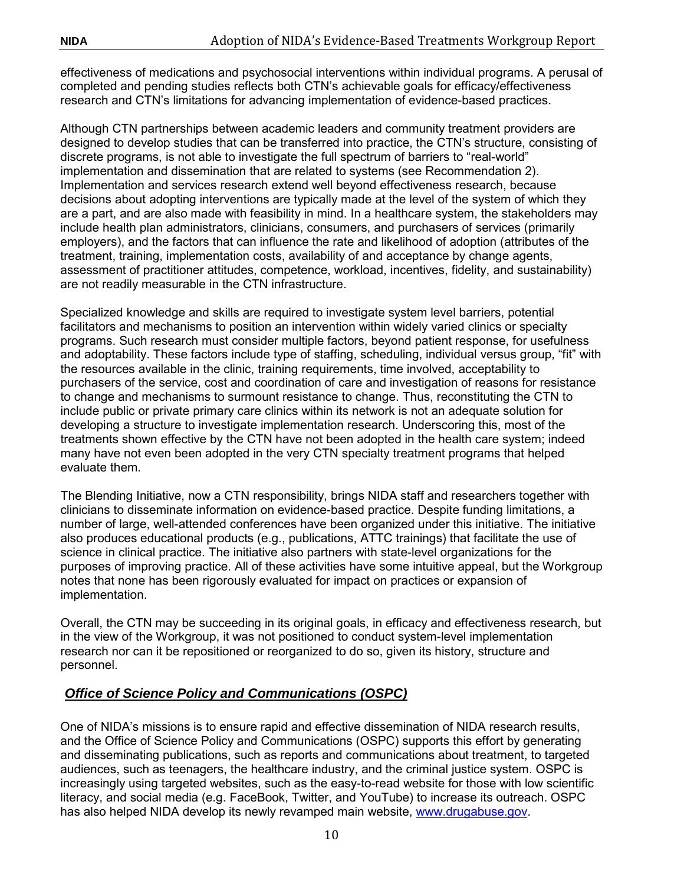effectiveness of medications and psychosocial interventions within individual programs. A perusal of completed and pending studies reflects both CTN's achievable goals for efficacy/effectiveness research and CTN's limitations for advancing implementation of evidence-based practices.

Although CTN partnerships between academic leaders and community treatment providers are designed to develop studies that can be transferred into practice, the CTN's structure, consisting of discrete programs, is not able to investigate the full spectrum of barriers to "real-world" implementation and dissemination that are related to systems (see Recommendation 2). Implementation and services research extend well beyond effectiveness research, because decisions about adopting interventions are typically made at the level of the system of which they are a part, and are also made with feasibility in mind. In a healthcare system, the stakeholders may include health plan administrators, clinicians, consumers, and purchasers of services (primarily employers), and the factors that can influence the rate and likelihood of adoption (attributes of the treatment, training, implementation costs, availability of and acceptance by change agents, assessment of practitioner attitudes, competence, workload, incentives, fidelity, and sustainability) are not readily measurable in the CTN infrastructure.

Specialized knowledge and skills are required to investigate system level barriers, potential facilitators and mechanisms to position an intervention within widely varied clinics or specialty programs. Such research must consider multiple factors, beyond patient response, for usefulness and adoptability. These factors include type of staffing, scheduling, individual versus group, "fit" with the resources available in the clinic, training requirements, time involved, acceptability to purchasers of the service, cost and coordination of care and investigation of reasons for resistance to change and mechanisms to surmount resistance to change. Thus, reconstituting the CTN to include public or private primary care clinics within its network is not an adequate solution for developing a structure to investigate implementation research. Underscoring this, most of the treatments shown effective by the CTN have not been adopted in the health care system; indeed many have not even been adopted in the very CTN specialty treatment programs that helped evaluate them.

The Blending Initiative, now a CTN responsibility, brings NIDA staff and researchers together with clinicians to disseminate information on evidence-based practice. Despite funding limitations, a number of large, well-attended conferences have been organized under this initiative. The initiative also produces educational products (e.g., publications, ATTC trainings) that facilitate the use of science in clinical practice. The initiative also partners with state-level organizations for the purposes of improving practice. All of these activities have some intuitive appeal, but the Workgroup notes that none has been rigorously evaluated for impact on practices or expansion of implementation.

Overall, the CTN may be succeeding in its original goals, in efficacy and effectiveness research, but in the view of the Workgroup, it was not positioned to conduct system-level implementation research nor can it be repositioned or reorganized to do so, given its history, structure and personnel.

## ***Office of Science Policy and Communications (OSPC)***

One of NIDA's missions is to ensure rapid and effective dissemination of NIDA research results, and the Office of Science Policy and Communications (OSPC) supports this effort by generating and disseminating publications, such as reports and communications about treatment, to targeted audiences, such as teenagers, the healthcare industry, and the criminal justice system. OSPC is increasingly using targeted websites, such as the easy-to-read website for those with low scientific literacy, and social media (e.g. FaceBook, Twitter, and YouTube) to increase its outreach. OSPC has also helped NIDA develop its newly revamped main website, www.drugabuse.gov.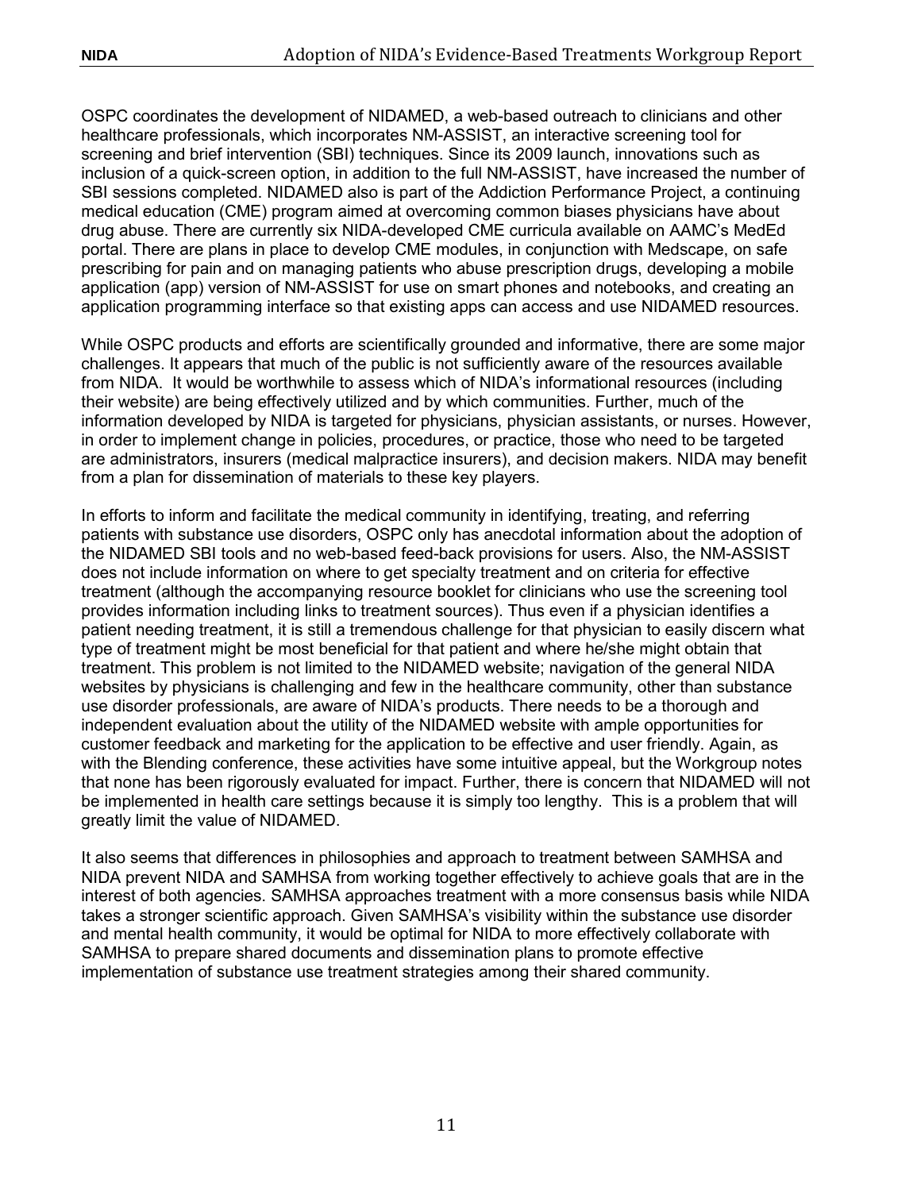OSPC coordinates the development of NIDAMED, a web-based outreach to clinicians and other healthcare professionals, which incorporates NM-ASSIST, an interactive screening tool for screening and brief intervention (SBI) techniques. Since its 2009 launch, innovations such as inclusion of a quick-screen option, in addition to the full NM-ASSIST, have increased the number of SBI sessions completed. NIDAMED also is part of the Addiction Performance Project, a continuing medical education (CME) program aimed at overcoming common biases physicians have about drug abuse. There are currently six NIDA-developed CME curricula available on AAMC's MedEd portal. There are plans in place to develop CME modules, in conjunction with Medscape, on safe prescribing for pain and on managing patients who abuse prescription drugs, developing a mobile application (app) version of NM-ASSIST for use on smart phones and notebooks, and creating an application programming interface so that existing apps can access and use NIDAMED resources.

While OSPC products and efforts are scientifically grounded and informative, there are some major challenges. It appears that much of the public is not sufficiently aware of the resources available from NIDA. It would be worthwhile to assess which of NIDA's informational resources (including their website) are being effectively utilized and by which communities. Further, much of the information developed by NIDA is targeted for physicians, physician assistants, or nurses. However, in order to implement change in policies, procedures, or practice, those who need to be targeted are administrators, insurers (medical malpractice insurers), and decision makers. NIDA may benefit from a plan for dissemination of materials to these key players.

In efforts to inform and facilitate the medical community in identifying, treating, and referring patients with substance use disorders, OSPC only has anecdotal information about the adoption of the NIDAMED SBI tools and no web-based feed-back provisions for users. Also, the NM-ASSIST does not include information on where to get specialty treatment and on criteria for effective treatment (although the accompanying resource booklet for clinicians who use the screening tool provides information including links to treatment sources). Thus even if a physician identifies a patient needing treatment, it is still a tremendous challenge for that physician to easily discern what type of treatment might be most beneficial for that patient and where he/she might obtain that treatment. This problem is not limited to the NIDAMED website; navigation of the general NIDA websites by physicians is challenging and few in the healthcare community, other than substance use disorder professionals, are aware of NIDA's products. There needs to be a thorough and independent evaluation about the utility of the NIDAMED website with ample opportunities for customer feedback and marketing for the application to be effective and user friendly. Again, as with the Blending conference, these activities have some intuitive appeal, but the Workgroup notes that none has been rigorously evaluated for impact. Further, there is concern that NIDAMED will not be implemented in health care settings because it is simply too lengthy. This is a problem that will greatly limit the value of NIDAMED.

It also seems that differences in philosophies and approach to treatment between SAMHSA and NIDA prevent NIDA and SAMHSA from working together effectively to achieve goals that are in the interest of both agencies. SAMHSA approaches treatment with a more consensus basis while NIDA takes a stronger scientific approach. Given SAMHSA's visibility within the substance use disorder and mental health community, it would be optimal for NIDA to more effectively collaborate with SAMHSA to prepare shared documents and dissemination plans to promote effective implementation of substance use treatment strategies among their shared community.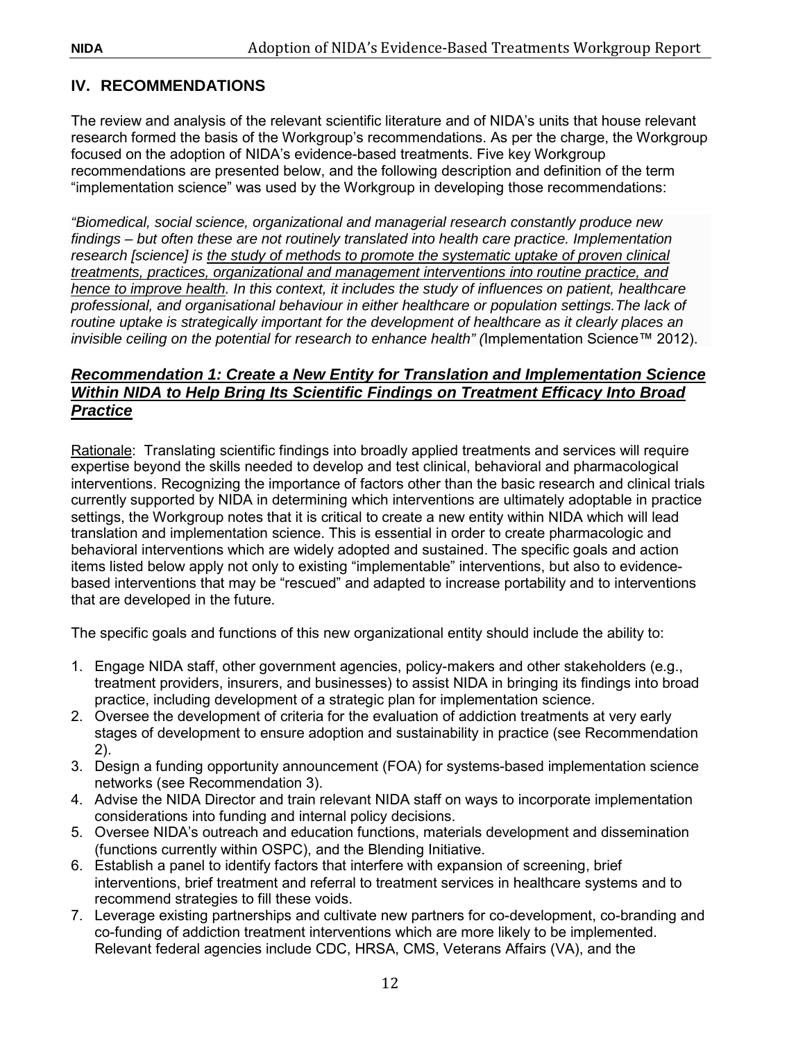## IV. RECOMMENDATIONS

The review and analysis of the relevant scientific literature and of NIDA's units that house relevant research formed the basis of the Workgroup's recommendations. As per the charge, the Workgroup focused on the adoption of NIDA's evidence-based treatments. Five key Workgroup recommendations are presented below, and the following description and definition of the term "implementation science" was used by the Workgroup in developing those recommendations:

*"Biomedical, social science, organizational and managerial research constantly produce new findings – but often these are not routinely translated into health care practice. Implementation research [science] is <u>the study of methods to promote the systematic uptake of proven clinical treatments, practices, organizational and management interventions into routine practice, and hence to improve health</u>. In this context, it includes the study of influences on patient, healthcare professional, and organisational behaviour in either healthcare or population settings.The lack of routine uptake is strategically important for the development of healthcare as it clearly places an invisible ceiling on the potential for research to enhance health" (*Implementation Science™ 2012).

### ***<u>Recommendation 1: Create a New Entity for Translation and Implementation Science Within NIDA to Help Bring Its Scientific Findings on Treatment Efficacy Into Broad Practice</u>***

<u>Rationale</u>: Translating scientific findings into broadly applied treatments and services will require expertise beyond the skills needed to develop and test clinical, behavioral and pharmacological interventions. Recognizing the importance of factors other than the basic research and clinical trials currently supported by NIDA in determining which interventions are ultimately adoptable in practice settings, the Workgroup notes that it is critical to create a new entity within NIDA which will lead translation and implementation science. This is essential in order to create pharmacologic and behavioral interventions which are widely adopted and sustained. The specific goals and action items listed below apply not only to existing "implementable" interventions, but also to evidence-based interventions that may be "rescued" and adapted to increase portability and to interventions that are developed in the future.

The specific goals and functions of this new organizational entity should include the ability to:

1. Engage NIDA staff, other government agencies, policy-makers and other stakeholders (e.g., treatment providers, insurers, and businesses) to assist NIDA in bringing its findings into broad practice, including development of a strategic plan for implementation science.
2. Oversee the development of criteria for the evaluation of addiction treatments at very early stages of development to ensure adoption and sustainability in practice (see Recommendation 2).
3. Design a funding opportunity announcement (FOA) for systems-based implementation science networks (see Recommendation 3).
4. Advise the NIDA Director and train relevant NIDA staff on ways to incorporate implementation considerations into funding and internal policy decisions.
5. Oversee NIDA's outreach and education functions, materials development and dissemination (functions currently within OSPC), and the Blending Initiative.
6. Establish a panel to identify factors that interfere with expansion of screening, brief interventions, brief treatment and referral to treatment services in healthcare systems and to recommend strategies to fill these voids.
7. Leverage existing partnerships and cultivate new partners for co-development, co-branding and co-funding of addiction treatment interventions which are more likely to be implemented. Relevant federal agencies include CDC, HRSA, CMS, Veterans Affairs (VA), and the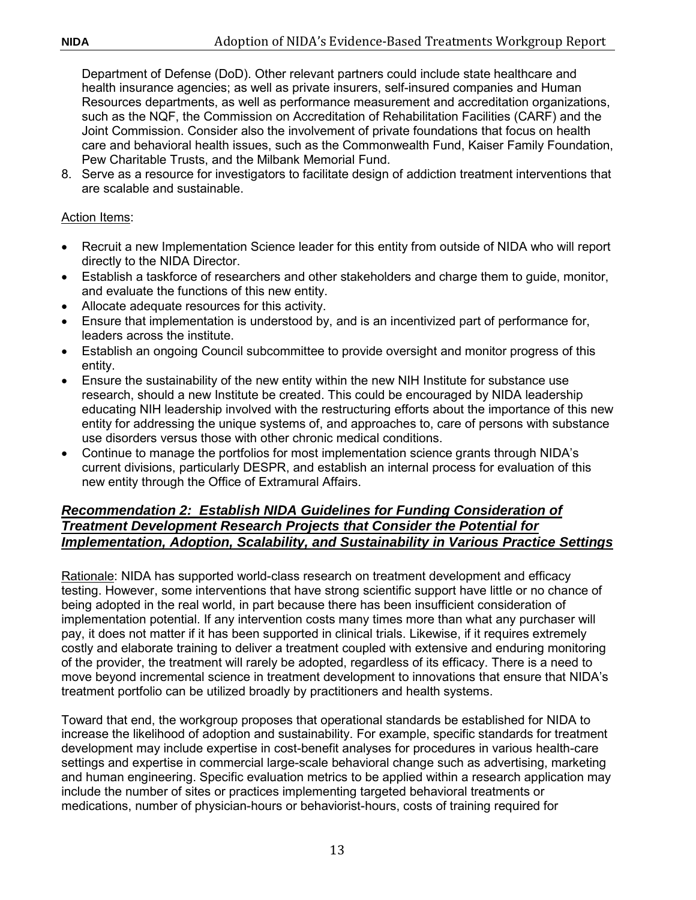Department of Defense (DoD). Other relevant partners could include state healthcare and health insurance agencies; as well as private insurers, self-insured companies and Human Resources departments, as well as performance measurement and accreditation organizations, such as the NQF, the Commission on Accreditation of Rehabilitation Facilities (CARF) and the Joint Commission. Consider also the involvement of private foundations that focus on health care and behavioral health issues, such as the Commonwealth Fund, Kaiser Family Foundation, Pew Charitable Trusts, and the Milbank Memorial Fund.

8. Serve as a resource for investigators to facilitate design of addiction treatment interventions that are scalable and sustainable.

Action Items:

- Recruit a new Implementation Science leader for this entity from outside of NIDA who will report directly to the NIDA Director.
- Establish a taskforce of researchers and other stakeholders and charge them to guide, monitor, and evaluate the functions of this new entity.
- Allocate adequate resources for this activity.
- Ensure that implementation is understood by, and is an incentivized part of performance for, leaders across the institute.
- Establish an ongoing Council subcommittee to provide oversight and monitor progress of this entity.
- Ensure the sustainability of the new entity within the new NIH Institute for substance use research, should a new Institute be created. This could be encouraged by NIDA leadership educating NIH leadership involved with the restructuring efforts about the importance of this new entity for addressing the unique systems of, and approaches to, care of persons with substance use disorders versus those with other chronic medical conditions.
- Continue to manage the portfolios for most implementation science grants through NIDA's current divisions, particularly DESPR, and establish an internal process for evaluation of this new entity through the Office of Extramural Affairs.

## ***Recommendation 2: Establish NIDA Guidelines for Funding Consideration of Treatment Development Research Projects that Consider the Potential for Implementation, Adoption, Scalability, and Sustainability in Various Practice Settings***

Rationale: NIDA has supported world-class research on treatment development and efficacy testing. However, some interventions that have strong scientific support have little or no chance of being adopted in the real world, in part because there has been insufficient consideration of implementation potential. If any intervention costs many times more than what any purchaser will pay, it does not matter if it has been supported in clinical trials. Likewise, if it requires extremely costly and elaborate training to deliver a treatment coupled with extensive and enduring monitoring of the provider, the treatment will rarely be adopted, regardless of its efficacy. There is a need to move beyond incremental science in treatment development to innovations that ensure that NIDA's treatment portfolio can be utilized broadly by practitioners and health systems.

Toward that end, the workgroup proposes that operational standards be established for NIDA to increase the likelihood of adoption and sustainability. For example, specific standards for treatment development may include expertise in cost-benefit analyses for procedures in various health-care settings and expertise in commercial large-scale behavioral change such as advertising, marketing and human engineering. Specific evaluation metrics to be applied within a research application may include the number of sites or practices implementing targeted behavioral treatments or medications, number of physician-hours or behaviorist-hours, costs of training required for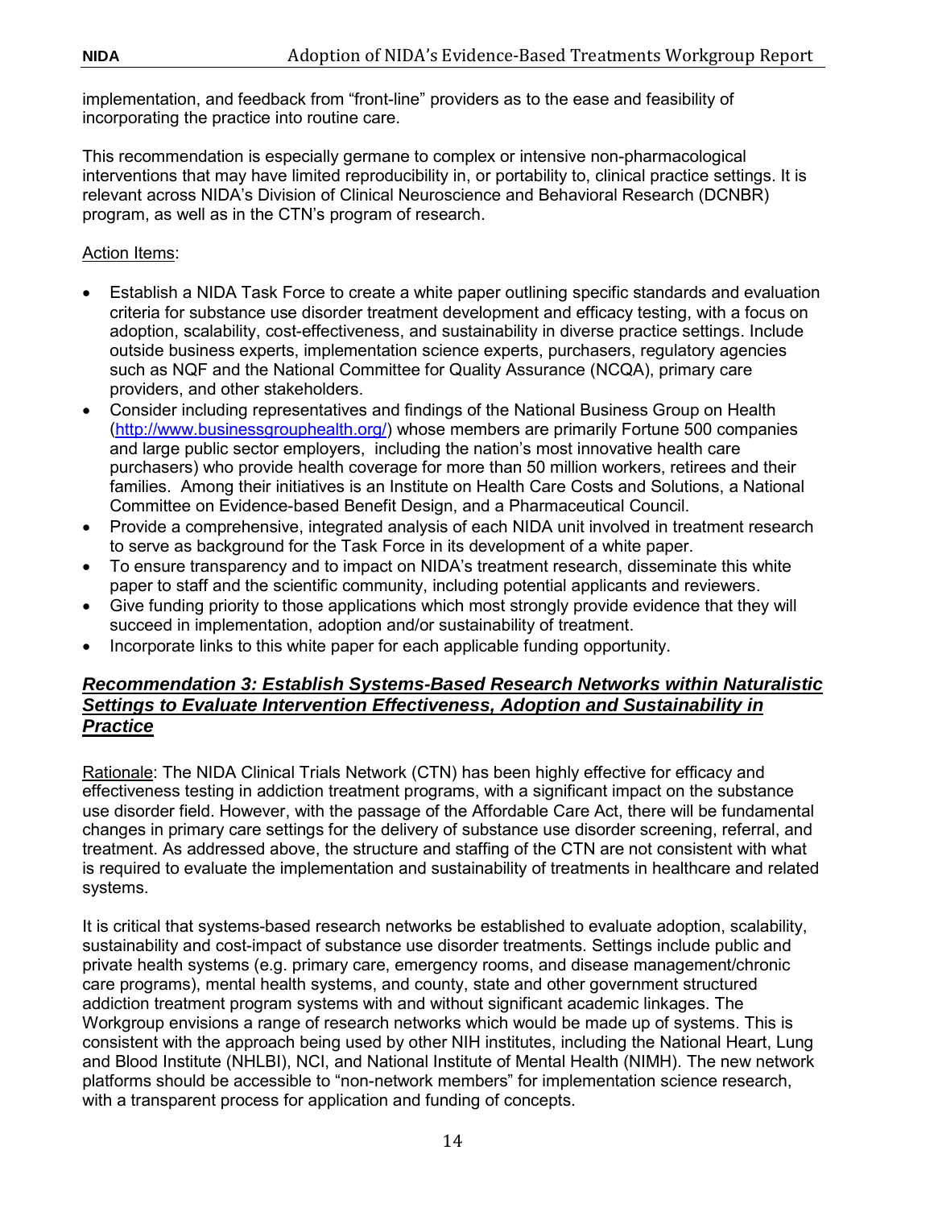implementation, and feedback from "front-line" providers as to the ease and feasibility of incorporating the practice into routine care.

This recommendation is especially germane to complex or intensive non-pharmacological interventions that may have limited reproducibility in, or portability to, clinical practice settings. It is relevant across NIDA's Division of Clinical Neuroscience and Behavioral Research (DCNBR) program, as well as in the CTN's program of research.

Action Items:

- Establish a NIDA Task Force to create a white paper outlining specific standards and evaluation criteria for substance use disorder treatment development and efficacy testing, with a focus on adoption, scalability, cost-effectiveness, and sustainability in diverse practice settings. Include outside business experts, implementation science experts, purchasers, regulatory agencies such as NQF and the National Committee for Quality Assurance (NCQA), primary care providers, and other stakeholders.
- Consider including representatives and findings of the National Business Group on Health (http://www.businessgrouphealth.org/) whose members are primarily Fortune 500 companies and large public sector employers, including the nation's most innovative health care purchasers) who provide health coverage for more than 50 million workers, retirees and their families. Among their initiatives is an Institute on Health Care Costs and Solutions, a National Committee on Evidence-based Benefit Design, and a Pharmaceutical Council.
- Provide a comprehensive, integrated analysis of each NIDA unit involved in treatment research to serve as background for the Task Force in its development of a white paper.
- To ensure transparency and to impact on NIDA's treatment research, disseminate this white paper to staff and the scientific community, including potential applicants and reviewers.
- Give funding priority to those applications which most strongly provide evidence that they will succeed in implementation, adoption and/or sustainability of treatment.
- Incorporate links to this white paper for each applicable funding opportunity.

### ***Recommendation 3: Establish Systems-Based Research Networks within Naturalistic Settings to Evaluate Intervention Effectiveness, Adoption and Sustainability in Practice***

Rationale: The NIDA Clinical Trials Network (CTN) has been highly effective for efficacy and effectiveness testing in addiction treatment programs, with a significant impact on the substance use disorder field. However, with the passage of the Affordable Care Act, there will be fundamental changes in primary care settings for the delivery of substance use disorder screening, referral, and treatment. As addressed above, the structure and staffing of the CTN are not consistent with what is required to evaluate the implementation and sustainability of treatments in healthcare and related systems.

It is critical that systems-based research networks be established to evaluate adoption, scalability, sustainability and cost-impact of substance use disorder treatments. Settings include public and private health systems (e.g. primary care, emergency rooms, and disease management/chronic care programs), mental health systems, and county, state and other government structured addiction treatment program systems with and without significant academic linkages. The Workgroup envisions a range of research networks which would be made up of systems. This is consistent with the approach being used by other NIH institutes, including the National Heart, Lung and Blood Institute (NHLBI), NCI, and National Institute of Mental Health (NIMH). The new network platforms should be accessible to "non-network members" for implementation science research, with a transparent process for application and funding of concepts.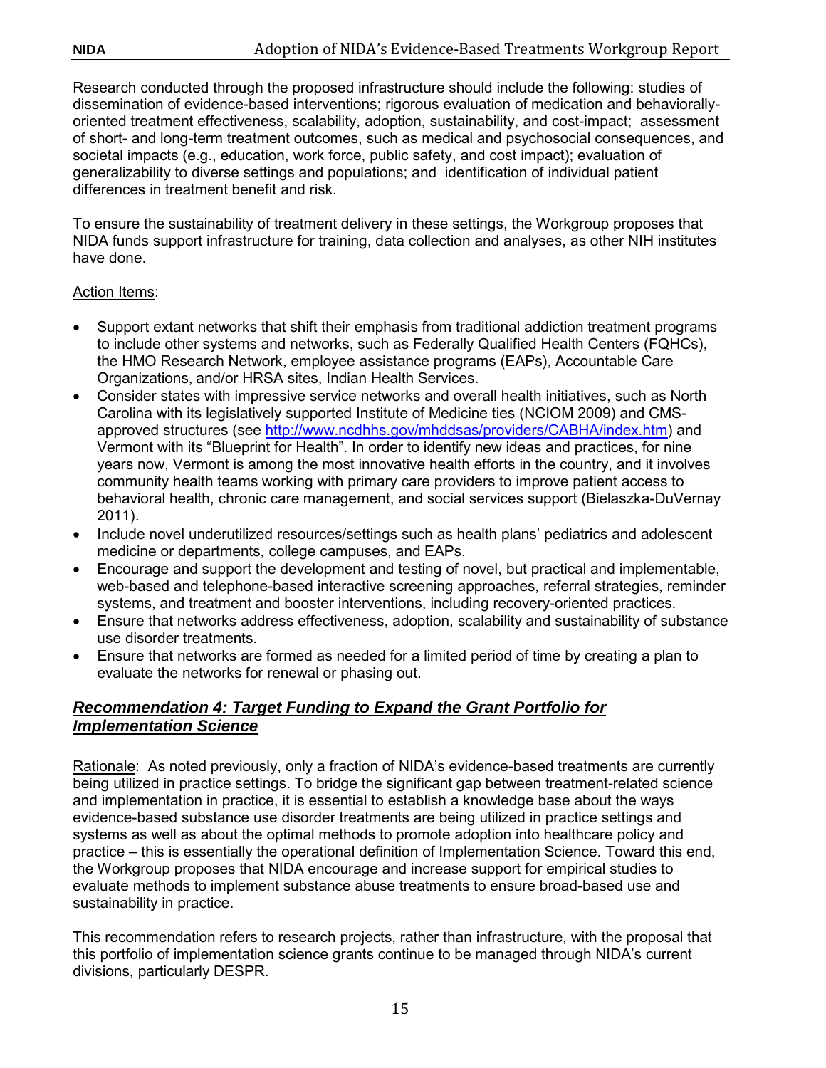Research conducted through the proposed infrastructure should include the following: studies of dissemination of evidence-based interventions; rigorous evaluation of medication and behaviorally-oriented treatment effectiveness, scalability, adoption, sustainability, and cost-impact; assessment of short- and long-term treatment outcomes, such as medical and psychosocial consequences, and societal impacts (e.g., education, work force, public safety, and cost impact); evaluation of generalizability to diverse settings and populations; and identification of individual patient differences in treatment benefit and risk.

To ensure the sustainability of treatment delivery in these settings, the Workgroup proposes that NIDA funds support infrastructure for training, data collection and analyses, as other NIH institutes have done.

Action Items:

- Support extant networks that shift their emphasis from traditional addiction treatment programs to include other systems and networks, such as Federally Qualified Health Centers (FQHCs), the HMO Research Network, employee assistance programs (EAPs), Accountable Care Organizations, and/or HRSA sites, Indian Health Services.
- Consider states with impressive service networks and overall health initiatives, such as North Carolina with its legislatively supported Institute of Medicine ties (NCIOM 2009) and CMS-approved structures (see [http://www.ncdhhs.gov/mhddsas/providers/CABHA/index.htm](http://www.ncdhhs.gov/mhddsas/providers/CABHA/index.htm)) and Vermont with its "Blueprint for Health". In order to identify new ideas and practices, for nine years now, Vermont is among the most innovative health efforts in the country, and it involves community health teams working with primary care providers to improve patient access to behavioral health, chronic care management, and social services support (Bielaszka-DuVernay 2011).
- Include novel underutilized resources/settings such as health plans' pediatrics and adolescent medicine or departments, college campuses, and EAPs.
- Encourage and support the development and testing of novel, but practical and implementable, web-based and telephone-based interactive screening approaches, referral strategies, reminder systems, and treatment and booster interventions, including recovery-oriented practices.
- Ensure that networks address effectiveness, adoption, scalability and sustainability of substance use disorder treatments.
- Ensure that networks are formed as needed for a limited period of time by creating a plan to evaluate the networks for renewal or phasing out.

### ***Recommendation 4: Target Funding to Expand the Grant Portfolio for Implementation Science***

Rationale: As noted previously, only a fraction of NIDA's evidence-based treatments are currently being utilized in practice settings. To bridge the significant gap between treatment-related science and implementation in practice, it is essential to establish a knowledge base about the ways evidence-based substance use disorder treatments are being utilized in practice settings and systems as well as about the optimal methods to promote adoption into healthcare policy and practice – this is essentially the operational definition of Implementation Science. Toward this end, the Workgroup proposes that NIDA encourage and increase support for empirical studies to evaluate methods to implement substance abuse treatments to ensure broad-based use and sustainability in practice.

This recommendation refers to research projects, rather than infrastructure, with the proposal that this portfolio of implementation science grants continue to be managed through NIDA's current divisions, particularly DESPR.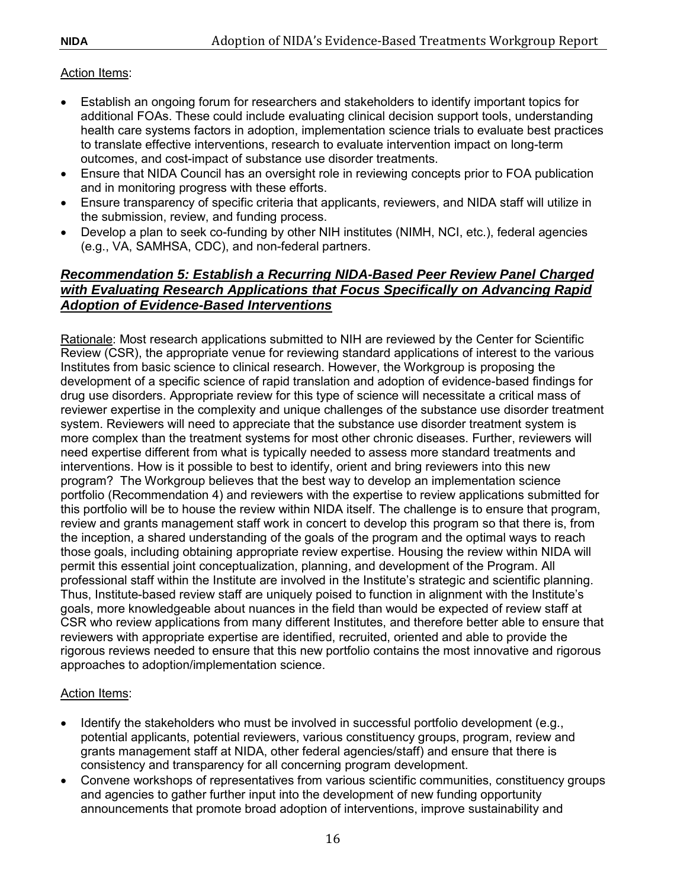Action Items:

- Establish an ongoing forum for researchers and stakeholders to identify important topics for additional FOAs. These could include evaluating clinical decision support tools, understanding health care systems factors in adoption, implementation science trials to evaluate best practices to translate effective interventions, research to evaluate intervention impact on long-term outcomes, and cost-impact of substance use disorder treatments.
- Ensure that NIDA Council has an oversight role in reviewing concepts prior to FOA publication and in monitoring progress with these efforts.
- Ensure transparency of specific criteria that applicants, reviewers, and NIDA staff will utilize in the submission, review, and funding process.
- Develop a plan to seek co-funding by other NIH institutes (NIMH, NCI, etc.), federal agencies (e.g., VA, SAMHSA, CDC), and non-federal partners.

### ***Recommendation 5: Establish a Recurring NIDA-Based Peer Review Panel Charged with Evaluating Research Applications that Focus Specifically on Advancing Rapid Adoption of Evidence-Based Interventions***

Rationale: Most research applications submitted to NIH are reviewed by the Center for Scientific Review (CSR), the appropriate venue for reviewing standard applications of interest to the various Institutes from basic science to clinical research. However, the Workgroup is proposing the development of a specific science of rapid translation and adoption of evidence-based findings for drug use disorders. Appropriate review for this type of science will necessitate a critical mass of reviewer expertise in the complexity and unique challenges of the substance use disorder treatment system. Reviewers will need to appreciate that the substance use disorder treatment system is more complex than the treatment systems for most other chronic diseases. Further, reviewers will need expertise different from what is typically needed to assess more standard treatments and interventions. How is it possible to best to identify, orient and bring reviewers into this new program? The Workgroup believes that the best way to develop an implementation science portfolio (Recommendation 4) and reviewers with the expertise to review applications submitted for this portfolio will be to house the review within NIDA itself. The challenge is to ensure that program, review and grants management staff work in concert to develop this program so that there is, from the inception, a shared understanding of the goals of the program and the optimal ways to reach those goals, including obtaining appropriate review expertise. Housing the review within NIDA will permit this essential joint conceptualization, planning, and development of the Program. All professional staff within the Institute are involved in the Institute's strategic and scientific planning. Thus, Institute-based review staff are uniquely poised to function in alignment with the Institute's goals, more knowledgeable about nuances in the field than would be expected of review staff at CSR who review applications from many different Institutes, and therefore better able to ensure that reviewers with appropriate expertise are identified, recruited, oriented and able to provide the rigorous reviews needed to ensure that this new portfolio contains the most innovative and rigorous approaches to adoption/implementation science.

Action Items:

- Identify the stakeholders who must be involved in successful portfolio development (e.g., potential applicants, potential reviewers, various constituency groups, program, review and grants management staff at NIDA, other federal agencies/staff) and ensure that there is consistency and transparency for all concerning program development.
- Convene workshops of representatives from various scientific communities, constituency groups and agencies to gather further input into the development of new funding opportunity announcements that promote broad adoption of interventions, improve sustainability and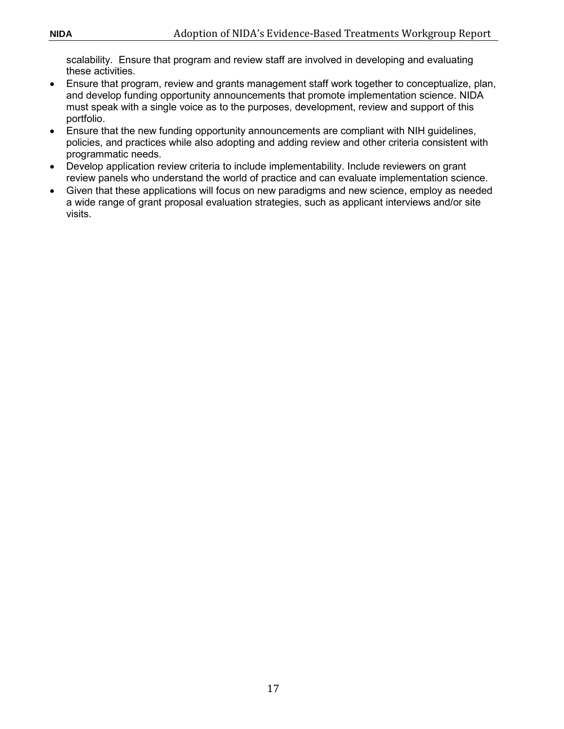scalability. Ensure that program and review staff are involved in developing and evaluating these activities.

- Ensure that program, review and grants management staff work together to conceptualize, plan, and develop funding opportunity announcements that promote implementation science. NIDA must speak with a single voice as to the purposes, development, review and support of this portfolio.
- Ensure that the new funding opportunity announcements are compliant with NIH guidelines, policies, and practices while also adopting and adding review and other criteria consistent with programmatic needs.
- Develop application review criteria to include implementability. Include reviewers on grant review panels who understand the world of practice and can evaluate implementation science.
- Given that these applications will focus on new paradigms and new science, employ as needed a wide range of grant proposal evaluation strategies, such as applicant interviews and/or site visits.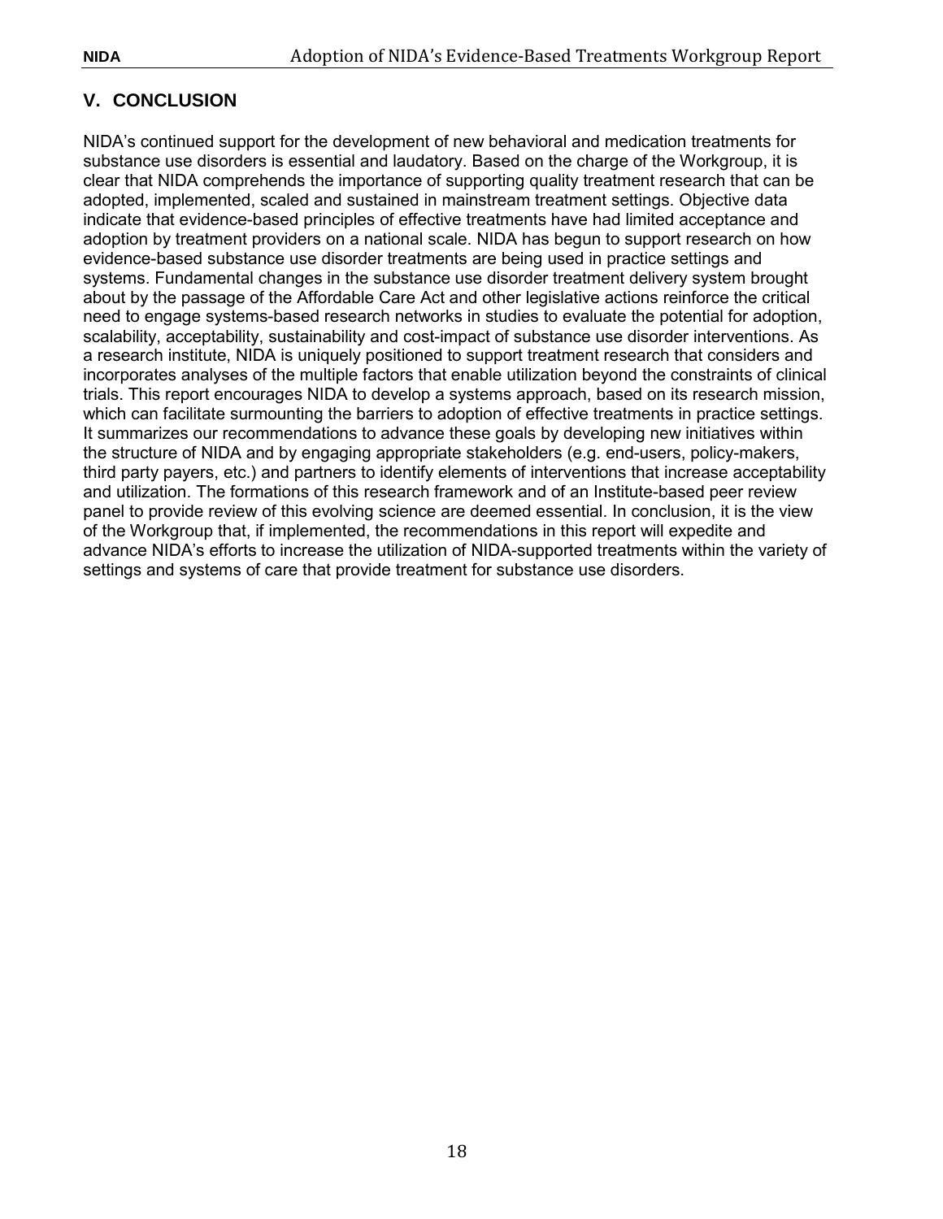## V. CONCLUSION

NIDA's continued support for the development of new behavioral and medication treatments for substance use disorders is essential and laudatory. Based on the charge of the Workgroup, it is clear that NIDA comprehends the importance of supporting quality treatment research that can be adopted, implemented, scaled and sustained in mainstream treatment settings. Objective data indicate that evidence-based principles of effective treatments have had limited acceptance and adoption by treatment providers on a national scale. NIDA has begun to support research on how evidence-based substance use disorder treatments are being used in practice settings and systems. Fundamental changes in the substance use disorder treatment delivery system brought about by the passage of the Affordable Care Act and other legislative actions reinforce the critical need to engage systems-based research networks in studies to evaluate the potential for adoption, scalability, acceptability, sustainability and cost-impact of substance use disorder interventions. As a research institute, NIDA is uniquely positioned to support treatment research that considers and incorporates analyses of the multiple factors that enable utilization beyond the constraints of clinical trials. This report encourages NIDA to develop a systems approach, based on its research mission, which can facilitate surmounting the barriers to adoption of effective treatments in practice settings. It summarizes our recommendations to advance these goals by developing new initiatives within the structure of NIDA and by engaging appropriate stakeholders (e.g. end-users, policy-makers, third party payers, etc.) and partners to identify elements of interventions that increase acceptability and utilization. The formations of this research framework and of an Institute-based peer review panel to provide review of this evolving science are deemed essential. In conclusion, it is the view of the Workgroup that, if implemented, the recommendations in this report will expedite and advance NIDA's efforts to increase the utilization of NIDA-supported treatments within the variety of settings and systems of care that provide treatment for substance use disorders.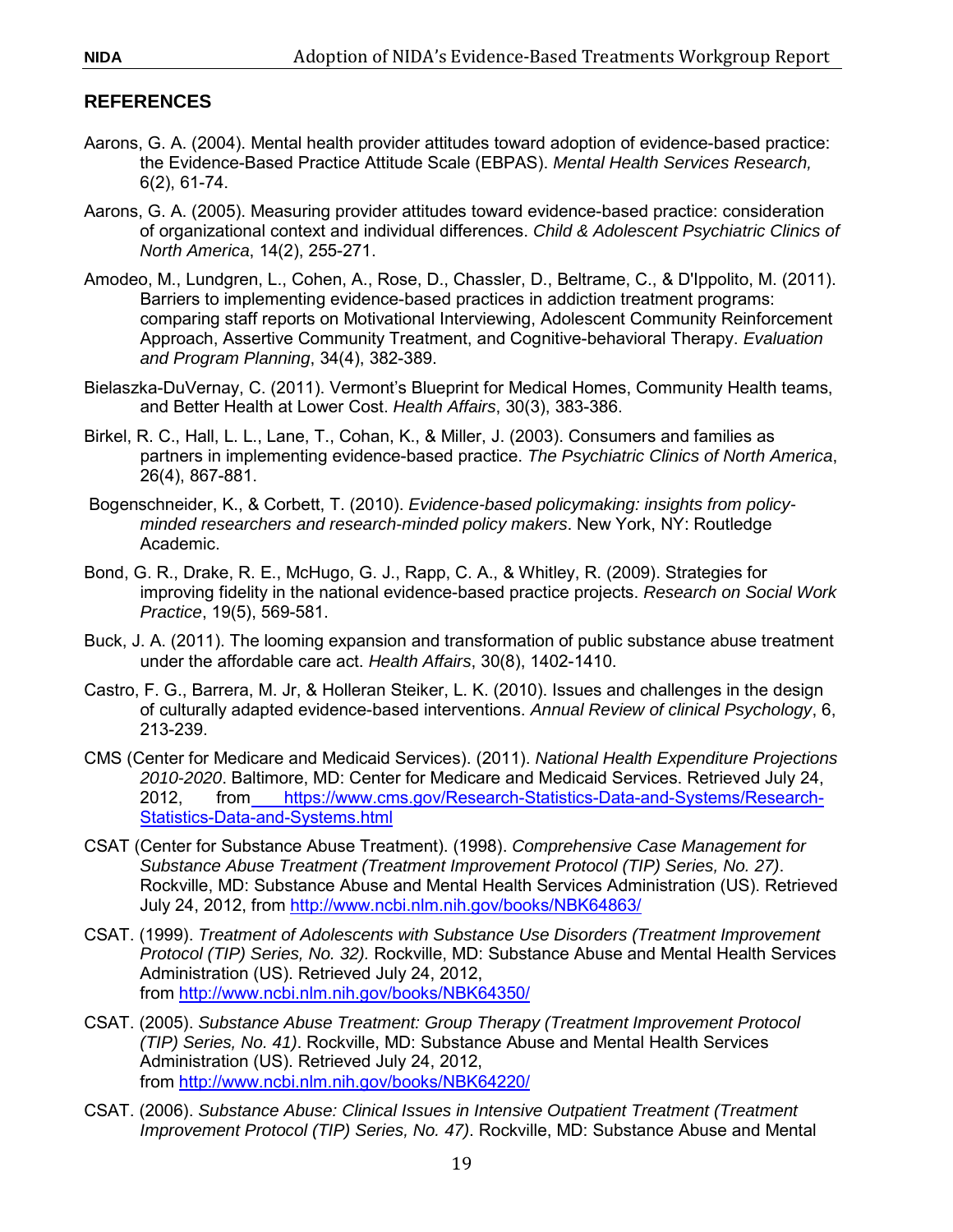## REFERENCES

Aarons, G. A. (2004). Mental health provider attitudes toward adoption of evidence-based practice: the Evidence-Based Practice Attitude Scale (EBPAS). *Mental Health Services Research,* 6(2), 61-74.

Aarons, G. A. (2005). Measuring provider attitudes toward evidence-based practice: consideration of organizational context and individual differences. *Child & Adolescent Psychiatric Clinics of North America*, 14(2), 255-271.

Amodeo, M., Lundgren, L., Cohen, A., Rose, D., Chassler, D., Beltrame, C., & D'Ippolito, M. (2011). Barriers to implementing evidence-based practices in addiction treatment programs: comparing staff reports on Motivational Interviewing, Adolescent Community Reinforcement Approach, Assertive Community Treatment, and Cognitive-behavioral Therapy. *Evaluation and Program Planning*, 34(4), 382-389.

Bielaszka-DuVernay, C. (2011). Vermont's Blueprint for Medical Homes, Community Health teams, and Better Health at Lower Cost. *Health Affairs*, 30(3), 383-386.

Birkel, R. C., Hall, L. L., Lane, T., Cohan, K., & Miller, J. (2003). Consumers and families as partners in implementing evidence-based practice. *The Psychiatric Clinics of North America*, 26(4), 867-881.

Bogenschneider, K., & Corbett, T. (2010). *Evidence-based policymaking: insights from policy-minded researchers and research-minded policy makers*. New York, NY: Routledge Academic.

Bond, G. R., Drake, R. E., McHugo, G. J., Rapp, C. A., & Whitley, R. (2009). Strategies for improving fidelity in the national evidence-based practice projects. *Research on Social Work Practice*, 19(5), 569-581.

Buck, J. A. (2011). The looming expansion and transformation of public substance abuse treatment under the affordable care act. *Health Affairs*, 30(8), 1402-1410.

Castro, F. G., Barrera, M. Jr, & Holleran Steiker, L. K. (2010). Issues and challenges in the design of culturally adapted evidence-based interventions. *Annual Review of clinical Psychology*, 6, 213-239.

CMS (Center for Medicare and Medicaid Services). (2011). *National Health Expenditure Projections 2010-2020*. Baltimore, MD: Center for Medicare and Medicaid Services. Retrieved July 24, 2012, from https://www.cms.gov/Research-Statistics-Data-and-Systems/Research-Statistics-Data-and-Systems.html

CSAT (Center for Substance Abuse Treatment). (1998). *Comprehensive Case Management for Substance Abuse Treatment (Treatment Improvement Protocol (TIP) Series, No. 27)*. Rockville, MD: Substance Abuse and Mental Health Services Administration (US). Retrieved July 24, 2012, from http://www.ncbi.nlm.nih.gov/books/NBK64863/

CSAT. (1999). *Treatment of Adolescents with Substance Use Disorders (Treatment Improvement Protocol (TIP) Series, No. 32).* Rockville, MD: Substance Abuse and Mental Health Services Administration (US). Retrieved July 24, 2012, from http://www.ncbi.nlm.nih.gov/books/NBK64350/

CSAT. (2005). *Substance Abuse Treatment: Group Therapy (Treatment Improvement Protocol (TIP) Series, No. 41)*. Rockville, MD: Substance Abuse and Mental Health Services Administration (US). Retrieved July 24, 2012, from http://www.ncbi.nlm.nih.gov/books/NBK64220/

CSAT. (2006). *Substance Abuse: Clinical Issues in Intensive Outpatient Treatment (Treatment Improvement Protocol (TIP) Series, No. 47)*. Rockville, MD: Substance Abuse and Mental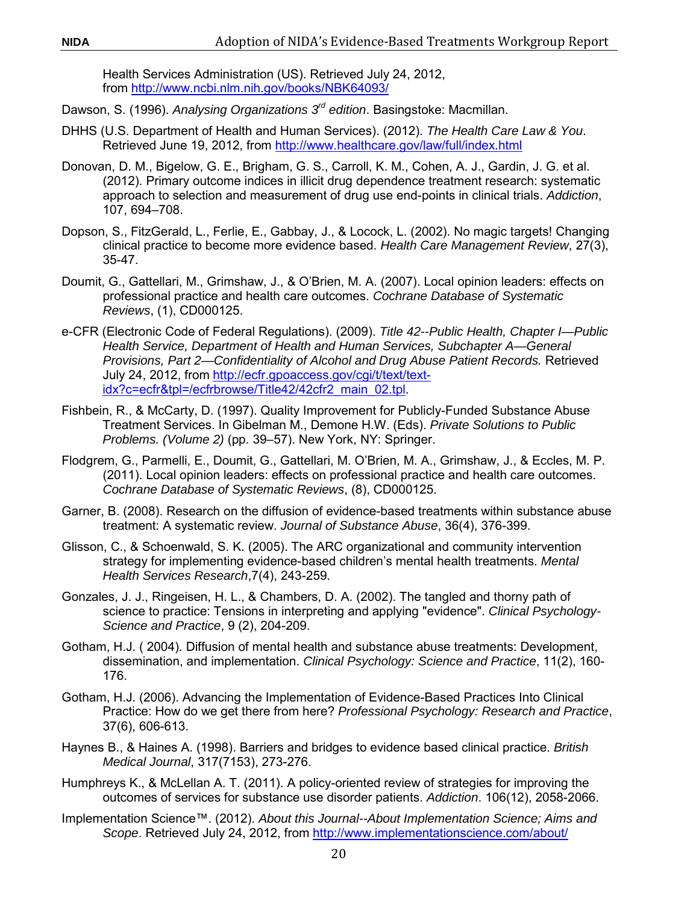Health Services Administration (US). Retrieved July 24, 2012, from http://www.ncbi.nlm.nih.gov/books/NBK64093/

Dawson, S. (1996). *Analysing Organizations 3rd edition*. Basingstoke: Macmillan.

DHHS (U.S. Department of Health and Human Services). (2012). *The Health Care Law & You*. Retrieved June 19, 2012, from http://www.healthcare.gov/law/full/index.html

Donovan, D. M., Bigelow, G. E., Brigham, G. S., Carroll, K. M., Cohen, A. J., Gardin, J. G. et al. (2012). Primary outcome indices in illicit drug dependence treatment research: systematic approach to selection and measurement of drug use end-points in clinical trials. *Addiction*, 107, 694–708.

Dopson, S., FitzGerald, L., Ferlie, E., Gabbay, J., & Locock, L. (2002). No magic targets! Changing clinical practice to become more evidence based. *Health Care Management Review*, 27(3), 35-47.

Doumit, G., Gattellari, M., Grimshaw, J., & O'Brien, M. A. (2007). Local opinion leaders: effects on professional practice and health care outcomes. *Cochrane Database of Systematic Reviews*, (1), CD000125.

e-CFR (Electronic Code of Federal Regulations). (2009). *Title 42--Public Health, Chapter I—Public Health Service, Department of Health and Human Services, Subchapter A—General Provisions, Part 2—Confidentiality of Alcohol and Drug Abuse Patient Records.* Retrieved July 24, 2012, from http://ecfr.gpoaccess.gov/cgi/t/text/text-idx?c=ecfr&tpl=/ecfrbrowse/Title42/42cfr2_main_02.tpl.

Fishbein, R., & McCarty, D. (1997). Quality Improvement for Publicly-Funded Substance Abuse Treatment Services. In Gibelman M., Demone H.W. (Eds). *Private Solutions to Public Problems. (Volume 2)* (pp. 39–57). New York, NY: Springer.

Flodgrem, G., Parmelli, E., Doumit, G., Gattellari, M. O'Brien, M. A., Grimshaw, J., & Eccles, M. P. (2011). Local opinion leaders: effects on professional practice and health care outcomes. *Cochrane Database of Systematic Reviews*, (8), CD000125.

Garner, B. (2008). Research on the diffusion of evidence-based treatments within substance abuse treatment: A systematic review. *Journal of Substance Abuse*, 36(4), 376-399.

Glisson, C., & Schoenwald, S. K. (2005). The ARC organizational and community intervention strategy for implementing evidence-based children's mental health treatments. *Mental Health Services Research*,7(4), 243-259.

Gonzales, J. J., Ringeisen, H. L., & Chambers, D. A. (2002). The tangled and thorny path of science to practice: Tensions in interpreting and applying "evidence". *Clinical Psychology-Science and Practice*, 9 (2), 204-209.

Gotham, H.J. ( 2004). Diffusion of mental health and substance abuse treatments: Development, dissemination, and implementation. *Clinical Psychology: Science and Practice*, 11(2), 160-176.

Gotham, H.J. (2006). Advancing the Implementation of Evidence-Based Practices Into Clinical Practice: How do we get there from here? *Professional Psychology: Research and Practice*, 37(6), 606-613.

Haynes B., & Haines A. (1998). Barriers and bridges to evidence based clinical practice. *British Medical Journal*, 317(7153), 273-276.

Humphreys K., & McLellan A. T. (2011). A policy-oriented review of strategies for improving the outcomes of services for substance use disorder patients. *Addiction*. 106(12), 2058-2066.

Implementation Science™. (2012). *About this Journal--About Implementation Science; Aims and Scope*. Retrieved July 24, 2012, from http://www.implementationscience.com/about/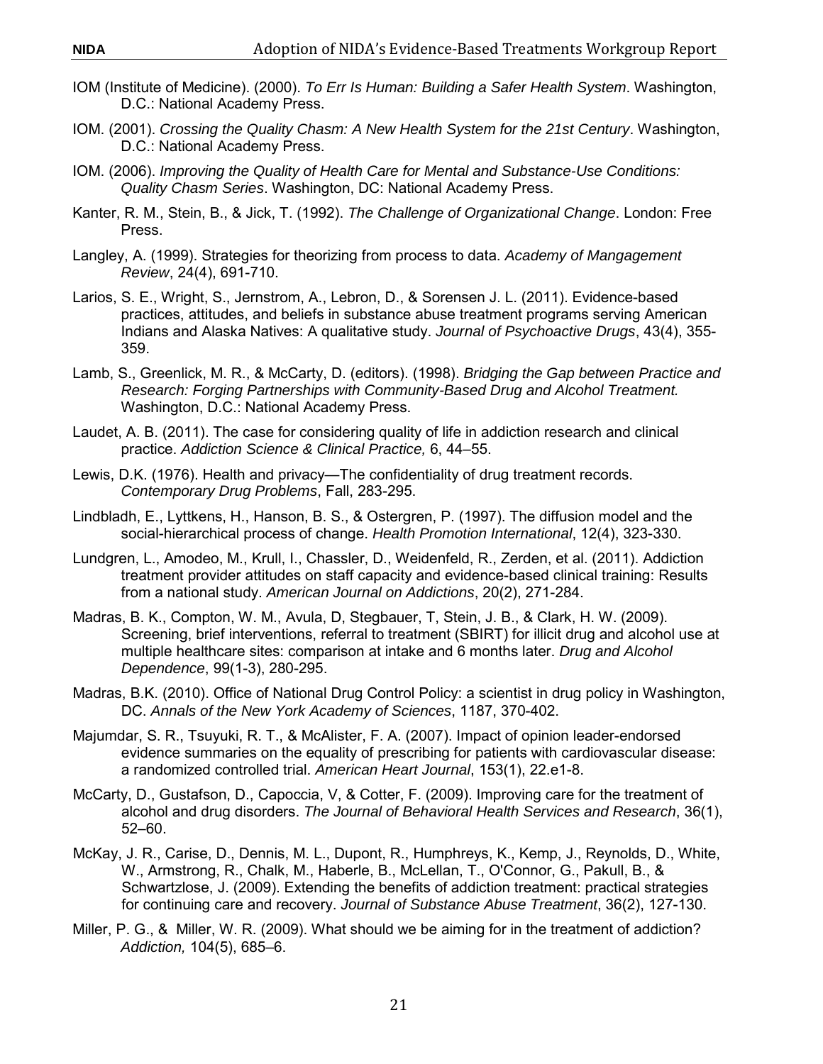IOM (Institute of Medicine). (2000). *To Err Is Human: Building a Safer Health System*. Washington, D.C.: National Academy Press.

IOM. (2001). *Crossing the Quality Chasm: A New Health System for the 21st Century*. Washington, D.C.: National Academy Press.

IOM. (2006). *Improving the Quality of Health Care for Mental and Substance-Use Conditions: Quality Chasm Series*. Washington, DC: National Academy Press.

Kanter, R. M., Stein, B., & Jick, T. (1992). *The Challenge of Organizational Change*. London: Free Press.

Langley, A. (1999). Strategies for theorizing from process to data. *Academy of Mangagement Review*, 24(4), 691-710.

Larios, S. E., Wright, S., Jernstrom, A., Lebron, D., & Sorensen J. L. (2011). Evidence-based practices, attitudes, and beliefs in substance abuse treatment programs serving American Indians and Alaska Natives: A qualitative study. *Journal of Psychoactive Drugs*, 43(4), 355-359.

Lamb, S., Greenlick, M. R., & McCarty, D. (editors). (1998). *Bridging the Gap between Practice and Research: Forging Partnerships with Community-Based Drug and Alcohol Treatment.* Washington, D.C.: National Academy Press.

Laudet, A. B. (2011). The case for considering quality of life in addiction research and clinical practice. *Addiction Science & Clinical Practice,* 6, 44–55.

Lewis, D.K. (1976). Health and privacy—The confidentiality of drug treatment records. *Contemporary Drug Problems*, Fall, 283-295.

Lindbladh, E., Lyttkens, H., Hanson, B. S., & Ostergren, P. (1997). The diffusion model and the social-hierarchical process of change. *Health Promotion International*, 12(4), 323-330.

Lundgren, L., Amodeo, M., Krull, I., Chassler, D., Weidenfeld, R., Zerden, et al. (2011). Addiction treatment provider attitudes on staff capacity and evidence-based clinical training: Results from a national study. *American Journal on Addictions*, 20(2), 271-284.

Madras, B. K., Compton, W. M., Avula, D, Stegbauer, T, Stein, J. B., & Clark, H. W. (2009). Screening, brief interventions, referral to treatment (SBIRT) for illicit drug and alcohol use at multiple healthcare sites: comparison at intake and 6 months later. *Drug and Alcohol Dependence*, 99(1-3), 280-295.

Madras, B.K. (2010). Office of National Drug Control Policy: a scientist in drug policy in Washington, DC. *Annals of the New York Academy of Sciences*, 1187, 370-402.

Majumdar, S. R., Tsuyuki, R. T., & McAlister, F. A. (2007). Impact of opinion leader-endorsed evidence summaries on the equality of prescribing for patients with cardiovascular disease: a randomized controlled trial. *American Heart Journal*, 153(1), 22.e1-8.

McCarty, D., Gustafson, D., Capoccia, V, & Cotter, F. (2009). Improving care for the treatment of alcohol and drug disorders. *The Journal of Behavioral Health Services and Research*, 36(1), 52–60.

McKay, J. R., Carise, D., Dennis, M. L., Dupont, R., Humphreys, K., Kemp, J., Reynolds, D., White, W., Armstrong, R., Chalk, M., Haberle, B., McLellan, T., O'Connor, G., Pakull, B., & Schwartzlose, J. (2009). Extending the benefits of addiction treatment: practical strategies for continuing care and recovery. *Journal of Substance Abuse Treatment*, 36(2), 127-130.

Miller, P. G., & Miller, W. R. (2009). What should we be aiming for in the treatment of addiction? *Addiction,* 104(5), 685–6.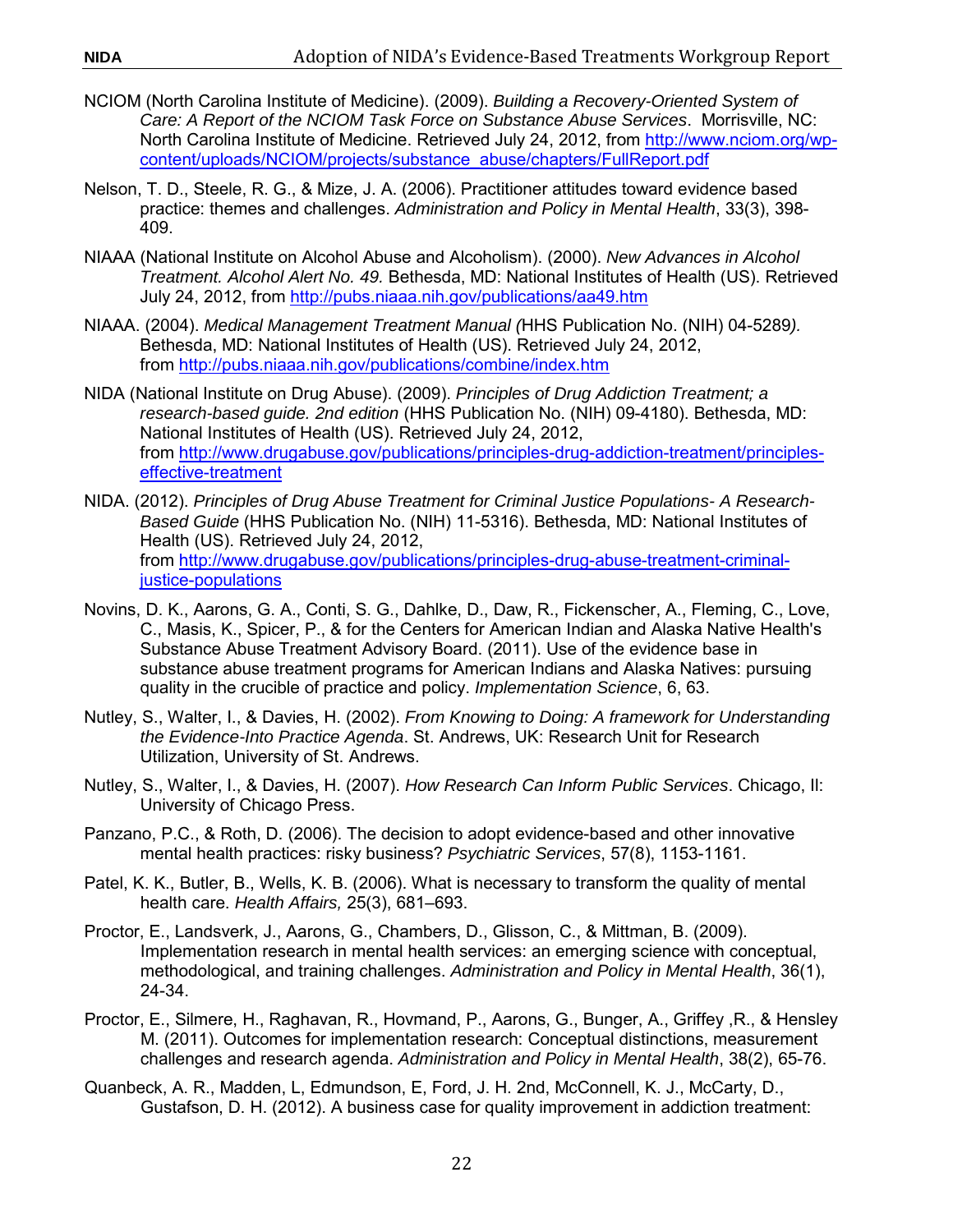NCIOM (North Carolina Institute of Medicine). (2009). *Building a Recovery-Oriented System of Care: A Report of the NCIOM Task Force on Substance Abuse Services*. Morrisville, NC: North Carolina Institute of Medicine. Retrieved July 24, 2012, from http://www.nciom.org/wp-content/uploads/NCIOM/projects/substance_abuse/chapters/FullReport.pdf

Nelson, T. D., Steele, R. G., & Mize, J. A. (2006). Practitioner attitudes toward evidence based practice: themes and challenges. *Administration and Policy in Mental Health*, 33(3), 398-409.

NIAAA (National Institute on Alcohol Abuse and Alcoholism). (2000). *New Advances in Alcohol Treatment. Alcohol Alert No. 49.* Bethesda, MD: National Institutes of Health (US). Retrieved July 24, 2012, from http://pubs.niaaa.nih.gov/publications/aa49.htm

NIAAA. (2004). *Medical Management Treatment Manual (*HHS Publication No. (NIH) 04-5289*).* Bethesda, MD: National Institutes of Health (US). Retrieved July 24, 2012, from http://pubs.niaaa.nih.gov/publications/combine/index.htm

NIDA (National Institute on Drug Abuse). (2009). *Principles of Drug Addiction Treatment; a research-based guide. 2nd edition* (HHS Publication No. (NIH) 09-4180). Bethesda, MD: National Institutes of Health (US). Retrieved July 24, 2012, from http://www.drugabuse.gov/publications/principles-drug-addiction-treatment/principles-effective-treatment

NIDA. (2012). *Principles of Drug Abuse Treatment for Criminal Justice Populations- A Research-Based Guide* (HHS Publication No. (NIH) 11-5316). Bethesda, MD: National Institutes of Health (US). Retrieved July 24, 2012, from http://www.drugabuse.gov/publications/principles-drug-abuse-treatment-criminal-justice-populations

Novins, D. K., Aarons, G. A., Conti, S. G., Dahlke, D., Daw, R., Fickenscher, A., Fleming, C., Love, C., Masis, K., Spicer, P., & for the Centers for American Indian and Alaska Native Health's Substance Abuse Treatment Advisory Board. (2011). Use of the evidence base in substance abuse treatment programs for American Indians and Alaska Natives: pursuing quality in the crucible of practice and policy. *Implementation Science*, 6, 63.

Nutley, S., Walter, I., & Davies, H. (2002). *From Knowing to Doing: A framework for Understanding the Evidence-Into Practice Agenda*. St. Andrews, UK: Research Unit for Research Utilization, University of St. Andrews.

Nutley, S., Walter, I., & Davies, H. (2007). *How Research Can Inform Public Services*. Chicago, Il: University of Chicago Press.

Panzano, P.C., & Roth, D. (2006). The decision to adopt evidence-based and other innovative mental health practices: risky business? *Psychiatric Services*, 57(8), 1153-1161.

Patel, K. K., Butler, B., Wells, K. B. (2006). What is necessary to transform the quality of mental health care. *Health Affairs,* 25(3), 681–693.

Proctor, E., Landsverk, J., Aarons, G., Chambers, D., Glisson, C., & Mittman, B. (2009). Implementation research in mental health services: an emerging science with conceptual, methodological, and training challenges. *Administration and Policy in Mental Health*, 36(1), 24-34.

Proctor, E., Silmere, H., Raghavan, R., Hovmand, P., Aarons, G., Bunger, A., Griffey ,R., & Hensley M. (2011). Outcomes for implementation research: Conceptual distinctions, measurement challenges and research agenda. *Administration and Policy in Mental Health*, 38(2), 65-76.

Quanbeck, A. R., Madden, L, Edmundson, E, Ford, J. H. 2nd, McConnell, K. J., McCarty, D., Gustafson, D. H. (2012). A business case for quality improvement in addiction treatment: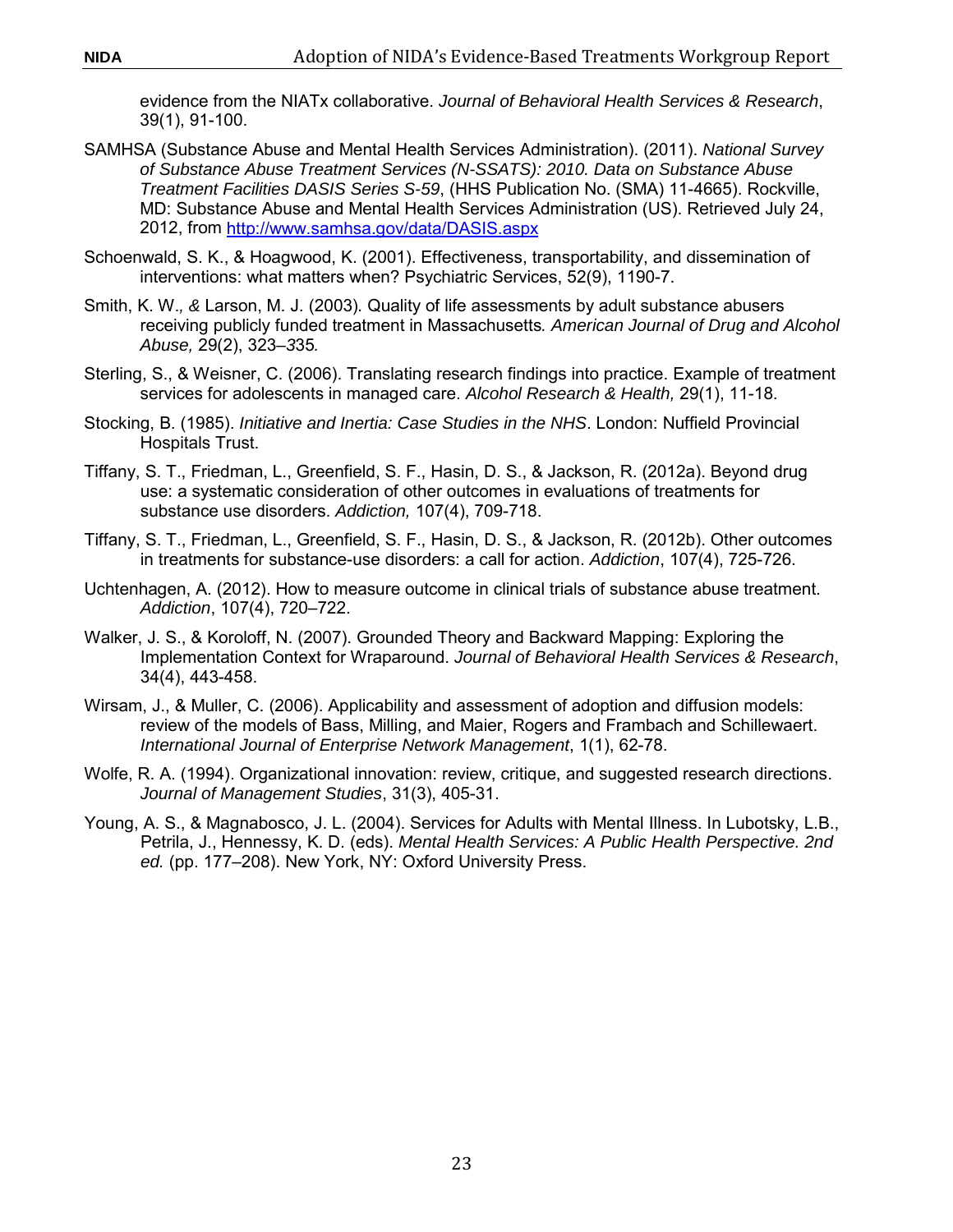evidence from the NIATx collaborative. *Journal of Behavioral Health Services & Research*, 39(1), 91-100.

SAMHSA (Substance Abuse and Mental Health Services Administration). (2011). *National Survey of Substance Abuse Treatment Services (N-SSATS): 2010. Data on Substance Abuse Treatment Facilities DASIS Series S-59*, (HHS Publication No. (SMA) 11-4665). Rockville, MD: Substance Abuse and Mental Health Services Administration (US). Retrieved July 24, 2012, from http://www.samhsa.gov/data/DASIS.aspx

Schoenwald, S. K., & Hoagwood, K. (2001). Effectiveness, transportability, and dissemination of interventions: what matters when? Psychiatric Services, 52(9), 1190-7.

Smith, K. W., & Larson, M. J. (2003). Quality of life assessments by adult substance abusers receiving publicly funded treatment in Massachusetts. *American Journal of Drug and Alcohol Abuse,* 29(2), 323–335.

Sterling, S., & Weisner, C. (2006). Translating research findings into practice. Example of treatment services for adolescents in managed care. *Alcohol Research & Health,* 29(1), 11-18.

Stocking, B. (1985). *Initiative and Inertia: Case Studies in the NHS*. London: Nuffield Provincial Hospitals Trust.

Tiffany, S. T., Friedman, L., Greenfield, S. F., Hasin, D. S., & Jackson, R. (2012a). Beyond drug use: a systematic consideration of other outcomes in evaluations of treatments for substance use disorders. *Addiction,* 107(4), 709-718.

Tiffany, S. T., Friedman, L., Greenfield, S. F., Hasin, D. S., & Jackson, R. (2012b). Other outcomes in treatments for substance-use disorders: a call for action. *Addiction*, 107(4), 725-726.

Uchtenhagen, A. (2012). How to measure outcome in clinical trials of substance abuse treatment. *Addiction*, 107(4), 720–722.

Walker, J. S., & Koroloff, N. (2007). Grounded Theory and Backward Mapping: Exploring the Implementation Context for Wraparound. *Journal of Behavioral Health Services & Research*, 34(4), 443-458.

Wirsam, J., & Muller, C. (2006). Applicability and assessment of adoption and diffusion models: review of the models of Bass, Milling, and Maier, Rogers and Frambach and Schillewaert. *International Journal of Enterprise Network Management*, 1(1), 62-78.

Wolfe, R. A. (1994). Organizational innovation: review, critique, and suggested research directions. *Journal of Management Studies*, 31(3), 405-31.

Young, A. S., & Magnabosco, J. L. (2004). Services for Adults with Mental Illness. In Lubotsky, L.B., Petrila, J., Hennessy, K. D. (eds). *Mental Health Services: A Public Health Perspective. 2nd ed.* (pp. 177–208). New York, NY: Oxford University Press.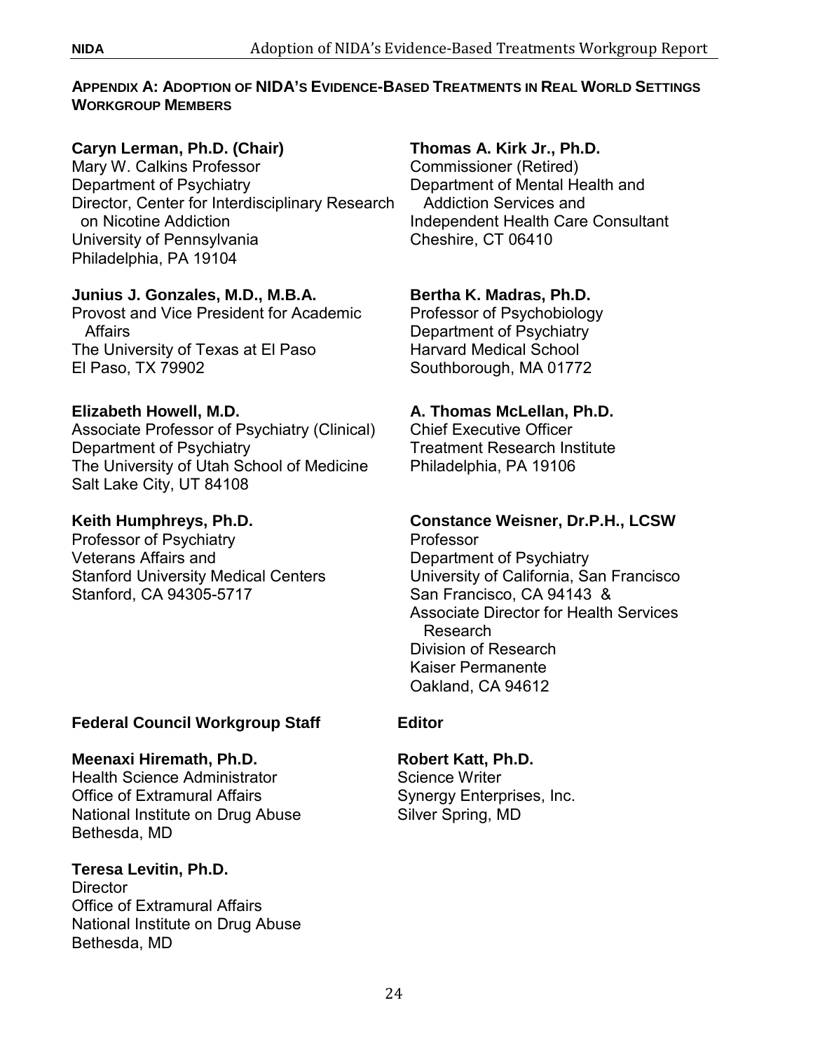## Appendix A: Adoption of NIDA's Evidence-Based Treatments in Real World Settings Workgroup Members

**Caryn Lerman, Ph.D. (Chair)**
Mary W. Calkins Professor
Department of Psychiatry
Director, Center for Interdisciplinary Research on Nicotine Addiction
University of Pennsylvania
Philadelphia, PA 19104

**Junius J. Gonzales, M.D., M.B.A.**
Provost and Vice President for Academic Affairs
The University of Texas at El Paso
El Paso, TX 79902

**Elizabeth Howell, M.D.**
Associate Professor of Psychiatry (Clinical)
Department of Psychiatry
The University of Utah School of Medicine
Salt Lake City, UT 84108

**Keith Humphreys, Ph.D.**
Professor of Psychiatry
Veterans Affairs and
Stanford University Medical Centers
Stanford, CA 94305-5717

**Thomas A. Kirk Jr., Ph.D.**
Commissioner (Retired)
Department of Mental Health and Addiction Services and
Independent Health Care Consultant
Cheshire, CT 06410

**Bertha K. Madras, Ph.D.**
Professor of Psychobiology
Department of Psychiatry
Harvard Medical School
Southborough, MA 01772

**A. Thomas McLellan, Ph.D.**
Chief Executive Officer
Treatment Research Institute
Philadelphia, PA 19106

**Constance Weisner, Dr.P.H., LCSW**
Professor
Department of Psychiatry
University of California, San Francisco
San Francisco, CA 94143 &
Associate Director for Health Services Research
Division of Research
Kaiser Permanente
Oakland, CA 94612

### Federal Council Workgroup Staff

**Meenaxi Hiremath, Ph.D.**
Health Science Administrator
Office of Extramural Affairs
National Institute on Drug Abuse
Bethesda, MD

**Teresa Levitin, Ph.D.**
Director
Office of Extramural Affairs
National Institute on Drug Abuse
Bethesda, MD

### Editor

**Robert Katt, Ph.D.**
Science Writer
Synergy Enterprises, Inc.
Silver Spring, MD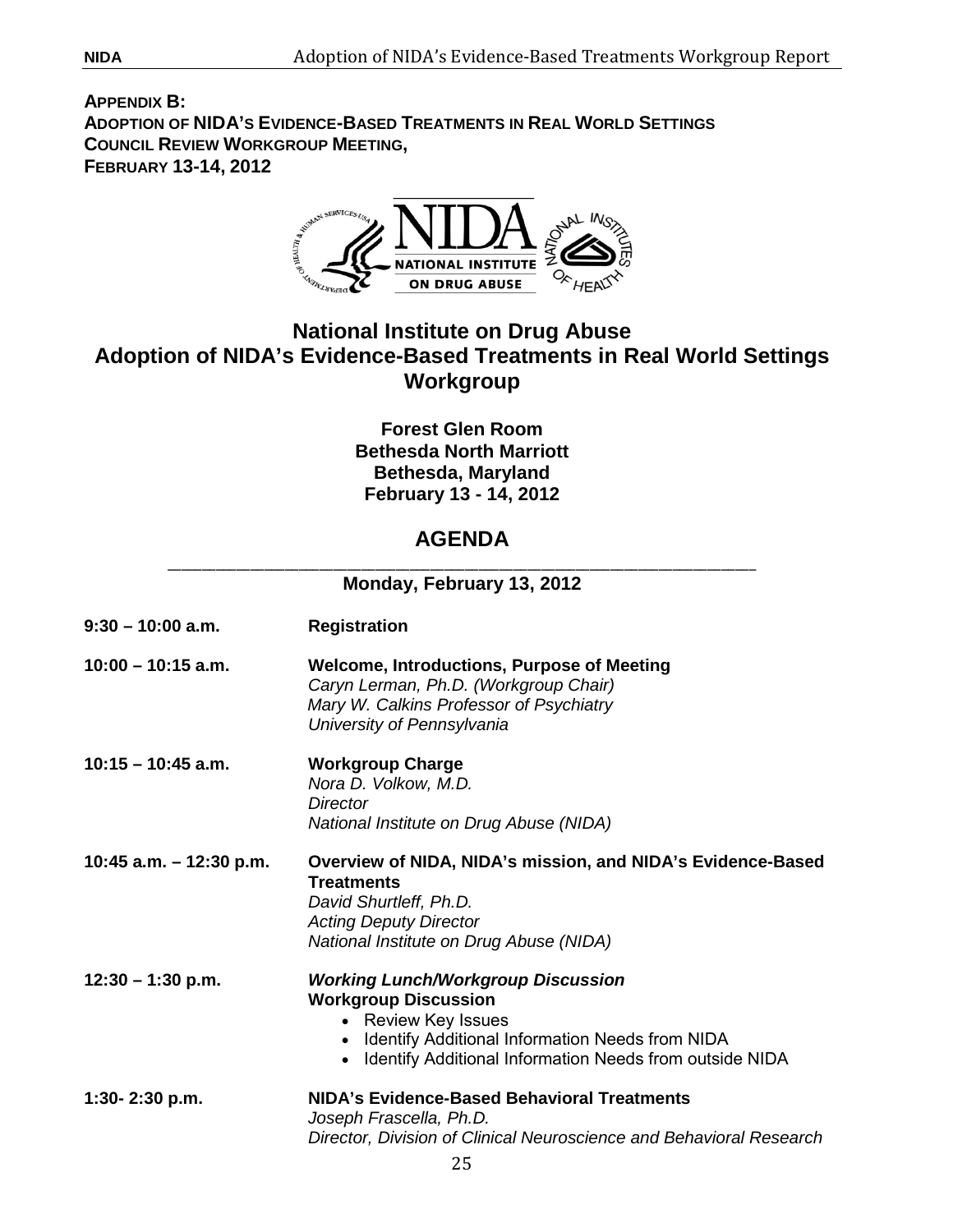**APPENDIX B:**
**ADOPTION OF NIDA'S EVIDENCE-BASED TREATMENTS IN REAL WORLD SETTINGS**
**COUNCIL REVIEW WORKGROUP MEETING,**
**FEBRUARY 13-14, 2012**

# National Institute on Drug Abuse
# Adoption of NIDA's Evidence-Based Treatments in Real World Settings Workgroup

**Forest Glen Room**
**Bethesda North Marriott**
**Bethesda, Maryland**
**February 13 - 14, 2012**

## AGENDA

### Monday, February 13, 2012

**9:30 – 10:00 a.m.** **Registration**

**10:00 – 10:15 a.m.** **Welcome, Introductions, Purpose of Meeting**
*Caryn Lerman, Ph.D. (Workgroup Chair)*
*Mary W. Calkins Professor of Psychiatry*
*University of Pennsylvania*

**10:15 – 10:45 a.m.** **Workgroup Charge**
*Nora D. Volkow, M.D.*
*Director*
*National Institute on Drug Abuse (NIDA)*

**10:45 a.m. – 12:30 p.m.** **Overview of NIDA, NIDA's mission, and NIDA's Evidence-Based Treatments**
*David Shurtleff, Ph.D.*
*Acting Deputy Director*
*National Institute on Drug Abuse (NIDA)*

**12:30 – 1:30 p.m.** ***Working Lunch/Workgroup Discussion***
**Workgroup Discussion**
- Review Key Issues
- Identify Additional Information Needs from NIDA
- Identify Additional Information Needs from outside NIDA

**1:30- 2:30 p.m.** **NIDA's Evidence-Based Behavioral Treatments**
*Joseph Frascella, Ph.D.*
*Director, Division of Clinical Neuroscience and Behavioral Research*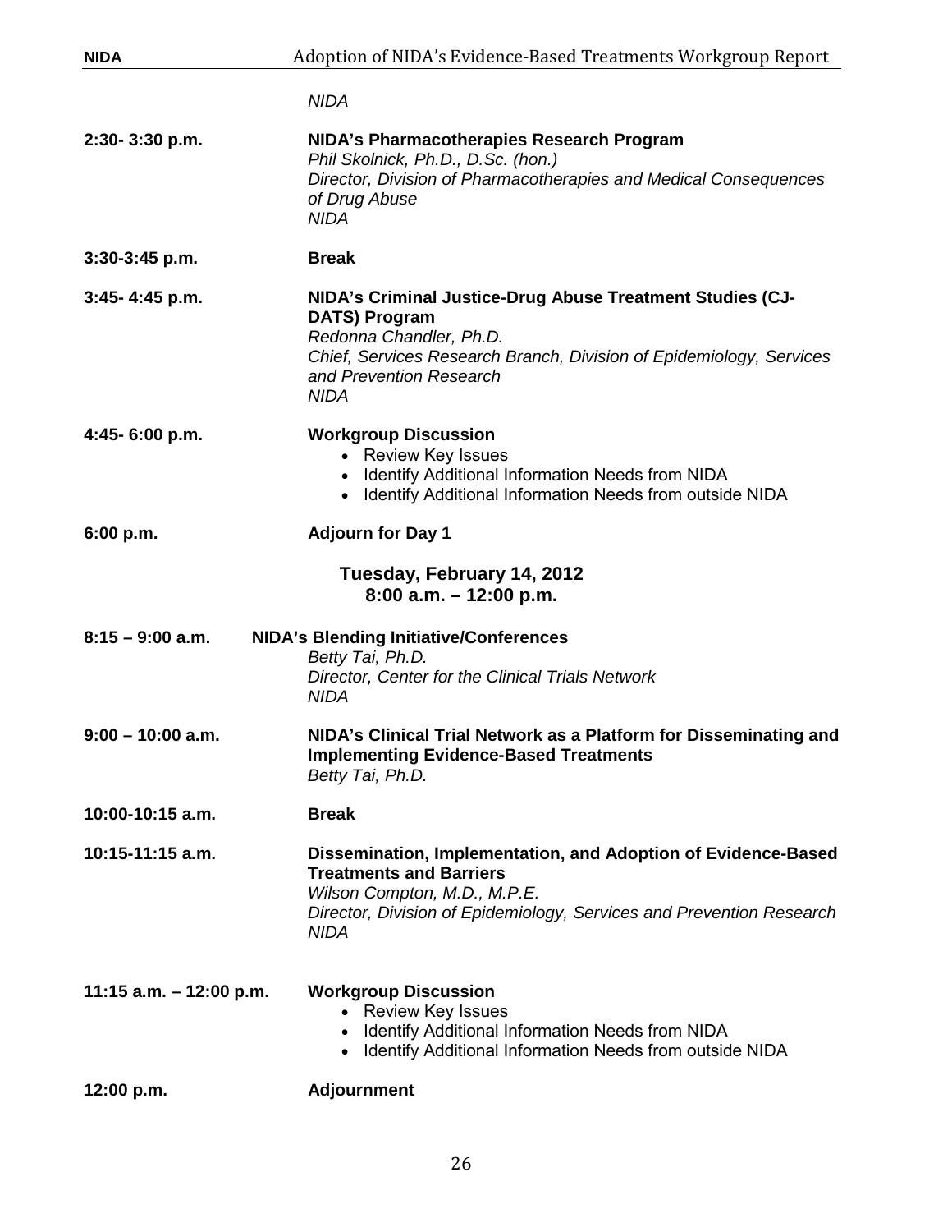*NIDA*

| | |
|---|---|
| **2:30- 3:30 p.m.** | **NIDA's Pharmacotherapies Research Program**<br>*Phil Skolnick, Ph.D., D.Sc. (hon.)*<br>*Director, Division of Pharmacotherapies and Medical Consequences of Drug Abuse*<br>*NIDA* |
| **3:30-3:45 p.m.** | **Break** |
| **3:45- 4:45 p.m.** | **NIDA's Criminal Justice-Drug Abuse Treatment Studies (CJ-DATS) Program**<br>*Redonna Chandler, Ph.D.*<br>*Chief, Services Research Branch, Division of Epidemiology, Services and Prevention Research*<br>*NIDA* |
| **4:45- 6:00 p.m.** | **Workgroup Discussion**<br>• Review Key Issues<br>• Identify Additional Information Needs from NIDA<br>• Identify Additional Information Needs from outside NIDA |
| **6:00 p.m.** | **Adjourn for Day 1** |

**Tuesday, February 14, 2012**
**8:00 a.m. – 12:00 p.m.**

| | |
|---|---|
| **8:15 – 9:00 a.m.** | **NIDA's Blending Initiative/Conferences**<br>*Betty Tai, Ph.D.*<br>*Director, Center for the Clinical Trials Network*<br>*NIDA* |
| **9:00 – 10:00 a.m.** | **NIDA's Clinical Trial Network as a Platform for Disseminating and Implementing Evidence-Based Treatments**<br>*Betty Tai, Ph.D.* |
| **10:00-10:15 a.m.** | **Break** |
| **10:15-11:15 a.m.** | **Dissemination, Implementation, and Adoption of Evidence-Based Treatments and Barriers**<br>*Wilson Compton, M.D., M.P.E.*<br>*Director, Division of Epidemiology, Services and Prevention Research*<br>*NIDA* |
| **11:15 a.m. – 12:00 p.m.** | **Workgroup Discussion**<br>• Review Key Issues<br>• Identify Additional Information Needs from NIDA<br>• Identify Additional Information Needs from outside NIDA |
| **12:00 p.m.** | **Adjournment** |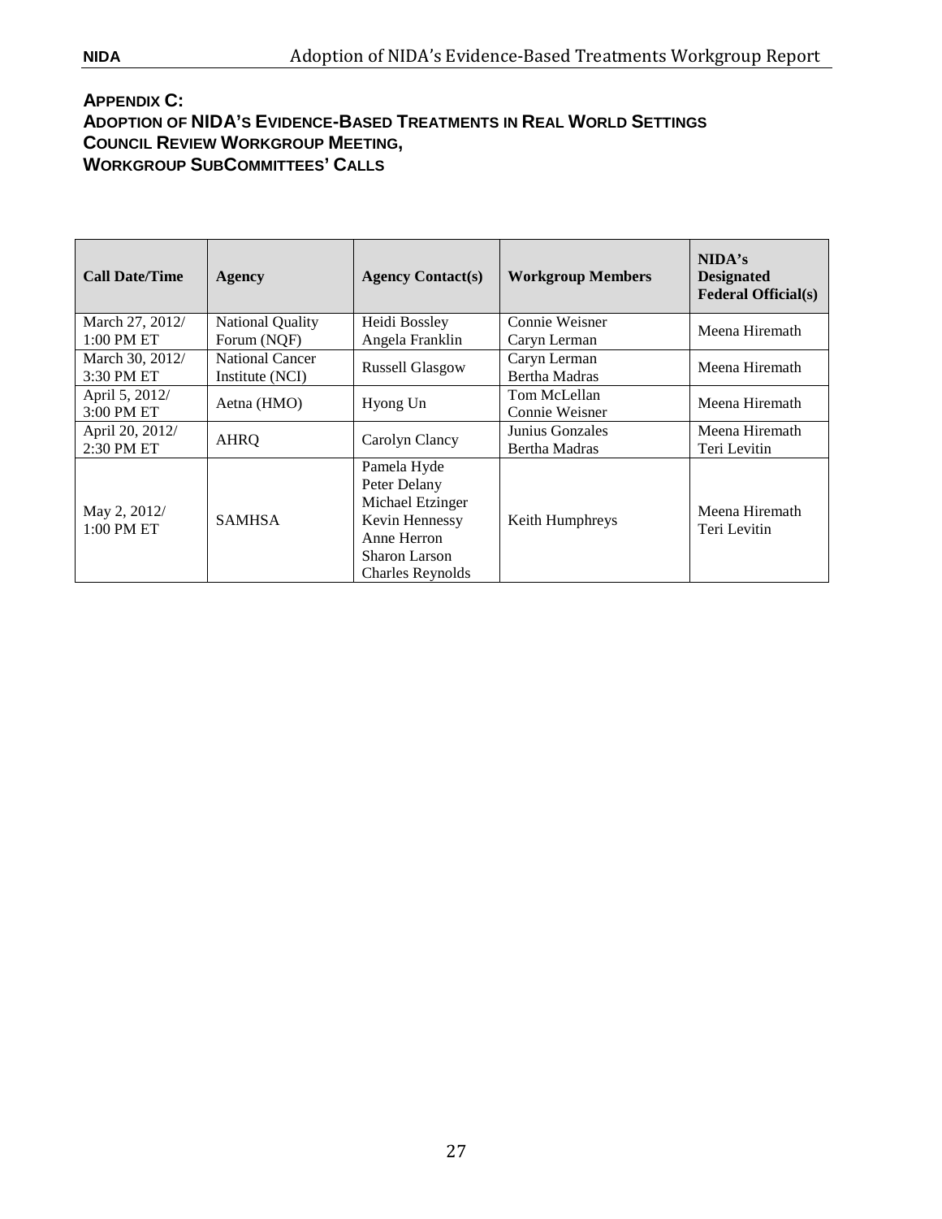## APPENDIX C:
## ADOPTION OF NIDA'S EVIDENCE-BASED TREATMENTS IN REAL WORLD SETTINGS COUNCIL REVIEW WORKGROUP MEETING, WORKGROUP SUBCOMMITTEES' CALLS

| Call Date/Time | Agency | Agency Contact(s) | Workgroup Members | NIDA's Designated Federal Official(s) |
|---|---|---|---|---|
| March 27, 2012/ 1:00 PM ET | National Quality Forum (NQF) | Heidi Bossley<br>Angela Franklin | Connie Weisner<br>Caryn Lerman | Meena Hiremath |
| March 30, 2012/ 3:30 PM ET | National Cancer Institute (NCI) | Russell Glasgow | Caryn Lerman<br>Bertha Madras | Meena Hiremath |
| April 5, 2012/ 3:00 PM ET | Aetna (HMO) | Hyong Un | Tom McLellan<br>Connie Weisner | Meena Hiremath |
| April 20, 2012/ 2:30 PM ET | AHRQ | Carolyn Clancy | Junius Gonzales<br>Bertha Madras | Meena Hiremath<br>Teri Levitin |
| May 2, 2012/ 1:00 PM ET | SAMHSA | Pamela Hyde<br>Peter Delany<br>Michael Etzinger<br>Kevin Hennessy<br>Anne Herron<br>Sharon Larson<br>Charles Reynolds | Keith Humphreys | Meena Hiremath<br>Teri Levitin |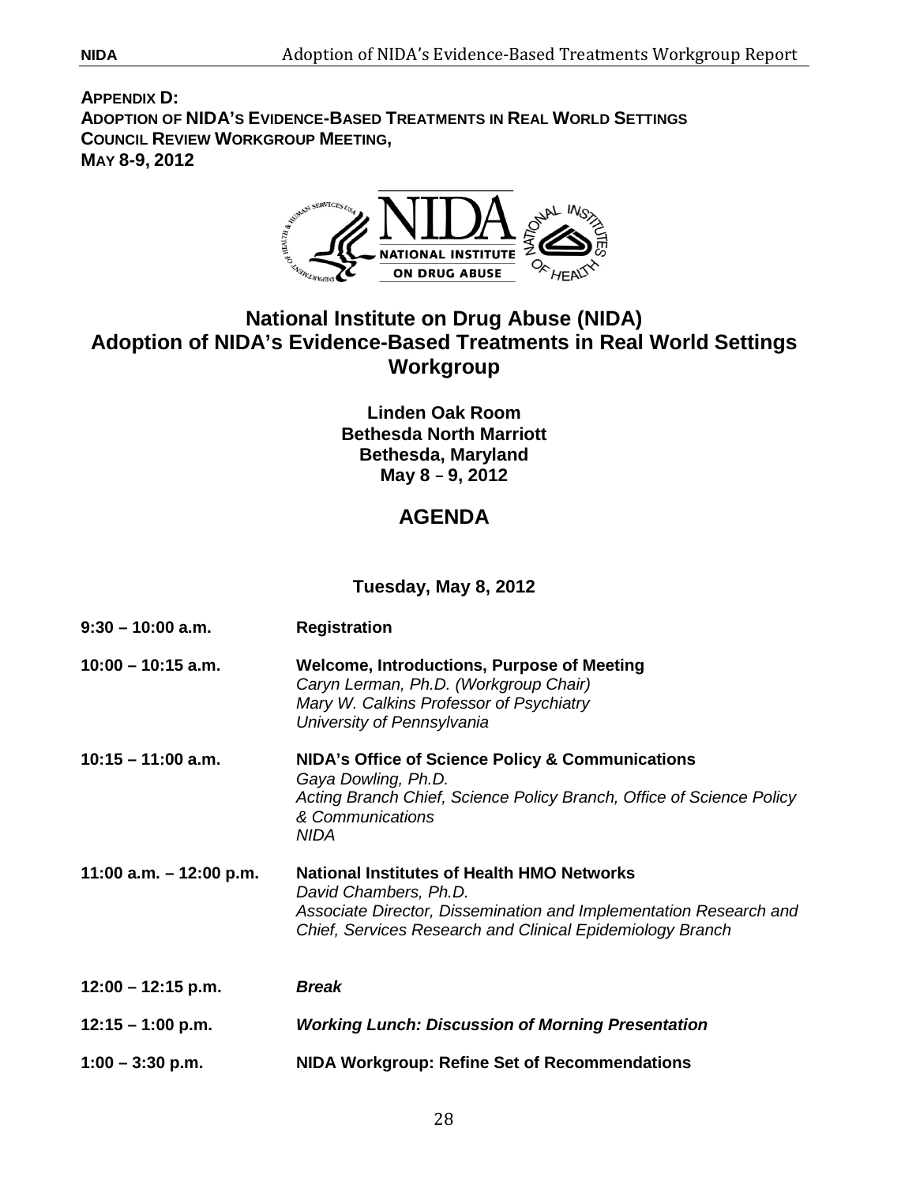**APPENDIX D:**
**ADOPTION OF NIDA'S EVIDENCE-BASED TREATMENTS IN REAL WORLD SETTINGS**
**COUNCIL REVIEW WORKGROUP MEETING,**
**MAY 8-9, 2012**

# National Institute on Drug Abuse (NIDA)
# Adoption of NIDA's Evidence-Based Treatments in Real World Settings Workgroup

**Linden Oak Room**
**Bethesda North Marriott**
**Bethesda, Maryland**
**May 8 – 9, 2012**

## AGENDA

### Tuesday, May 8, 2012

**9:30 – 10:00 a.m.** **Registration**

**10:00 – 10:15 a.m.** **Welcome, Introductions, Purpose of Meeting**
*Caryn Lerman, Ph.D. (Workgroup Chair)*
*Mary W. Calkins Professor of Psychiatry*
*University of Pennsylvania*

**10:15 – 11:00 a.m.** **NIDA's Office of Science Policy & Communications**
*Gaya Dowling, Ph.D.*
*Acting Branch Chief, Science Policy Branch, Office of Science Policy & Communications*
*NIDA*

**11:00 a.m. – 12:00 p.m.** **National Institutes of Health HMO Networks**
*David Chambers, Ph.D.*
*Associate Director, Dissemination and Implementation Research and Chief, Services Research and Clinical Epidemiology Branch*

**12:00 – 12:15 p.m.** ***Break***

**12:15 – 1:00 p.m.** ***Working Lunch: Discussion of Morning Presentation***

**1:00 – 3:30 p.m.** **NIDA Workgroup: Refine Set of Recommendations**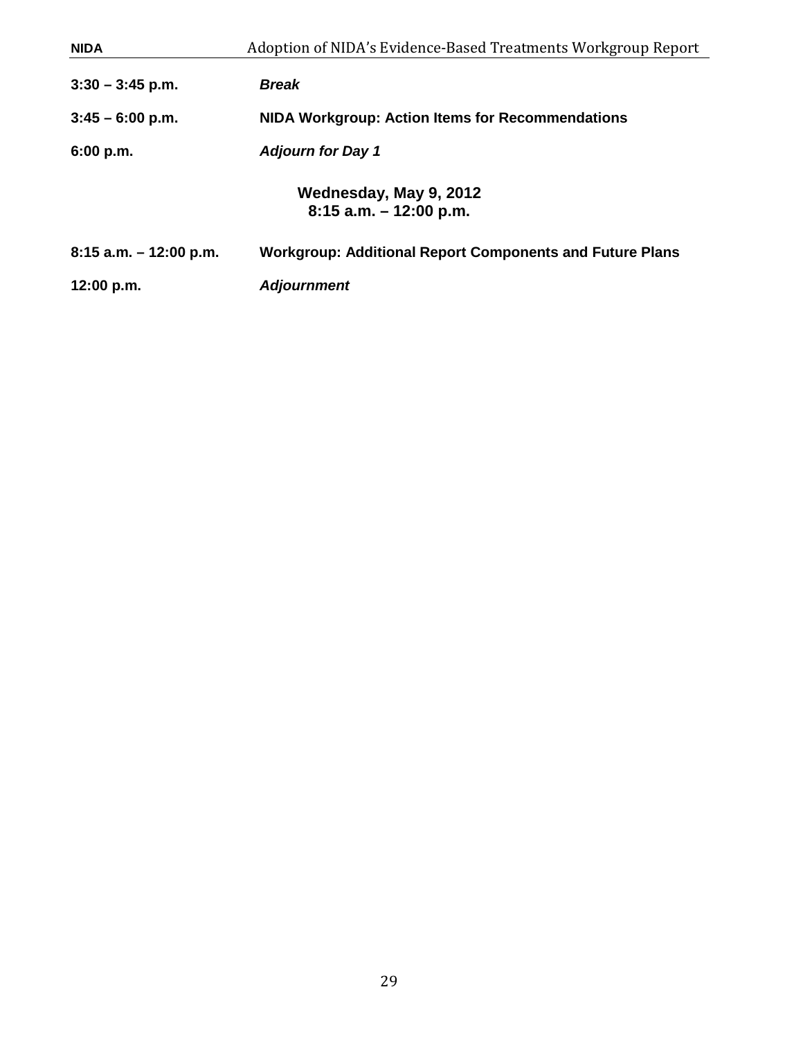**3:30 – 3:45 p.m.** ***Break***

**3:45 – 6:00 p.m.** **NIDA Workgroup: Action Items for Recommendations**

**6:00 p.m.** ***Adjourn for Day 1***

**Wednesday, May 9, 2012**
**8:15 a.m. – 12:00 p.m.**

**8:15 a.m. – 12:00 p.m.** **Workgroup: Additional Report Components and Future Plans**

**12:00 p.m.** ***Adjournment***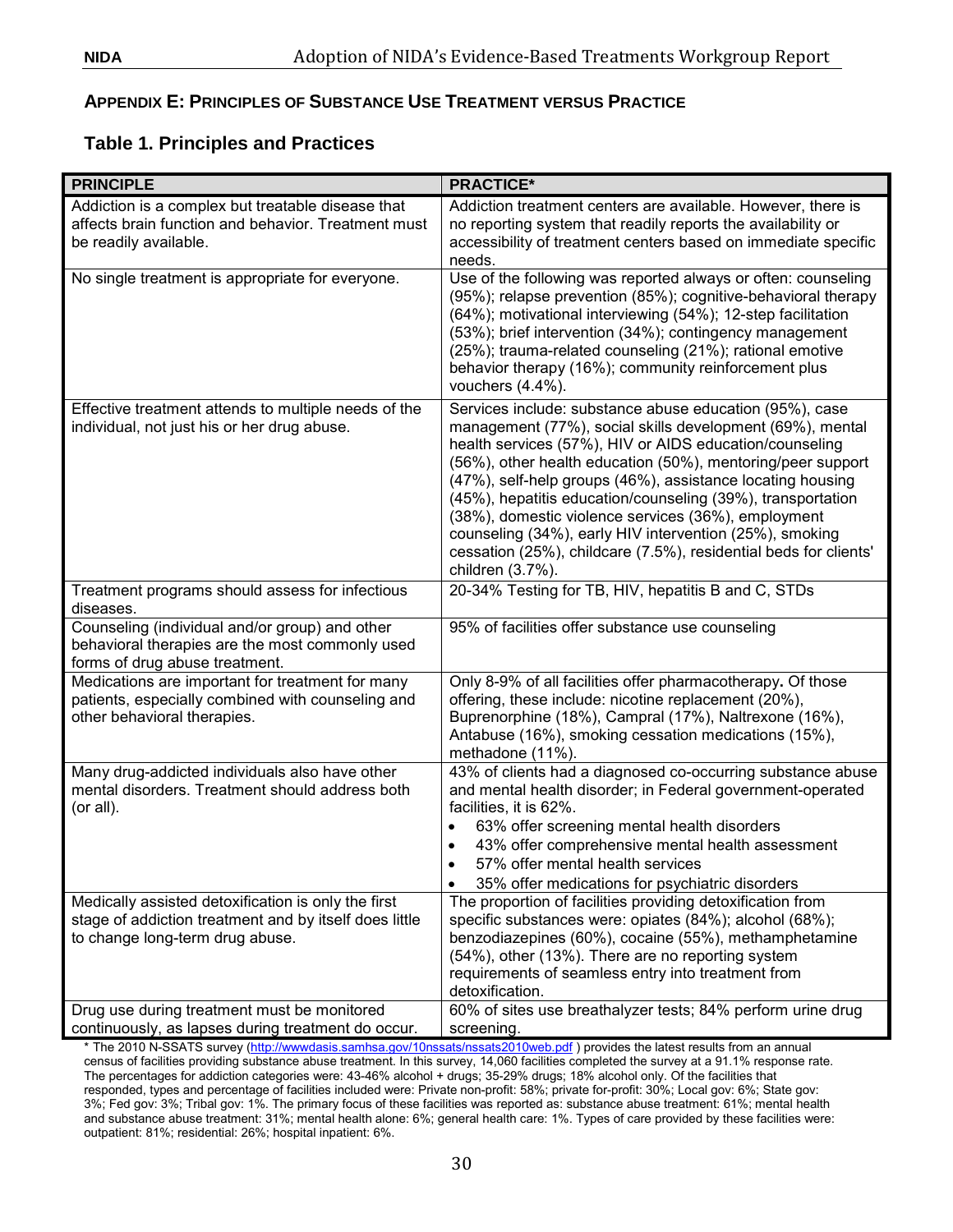## APPENDIX E: PRINCIPLES OF SUBSTANCE USE TREATMENT VERSUS PRACTICE

### Table 1. Principles and Practices

| PRINCIPLE | PRACTICE* |
|---|---|
| Addiction is a complex but treatable disease that affects brain function and behavior. Treatment must be readily available. | Addiction treatment centers are available. However, there is no reporting system that readily reports the availability or accessibility of treatment centers based on immediate specific needs. |
| No single treatment is appropriate for everyone. | Use of the following was reported always or often: counseling (95%); relapse prevention (85%); cognitive-behavioral therapy (64%); motivational interviewing (54%); 12-step facilitation (53%); brief intervention (34%); contingency management (25%); trauma-related counseling (21%); rational emotive behavior therapy (16%); community reinforcement plus vouchers (4.4%). |
| Effective treatment attends to multiple needs of the individual, not just his or her drug abuse. | Services include: substance abuse education (95%), case management (77%), social skills development (69%), mental health services (57%), HIV or AIDS education/counseling (56%), other health education (50%), mentoring/peer support (47%), self-help groups (46%), assistance locating housing (45%), hepatitis education/counseling (39%), transportation (38%), domestic violence services (36%), employment counseling (34%), early HIV intervention (25%), smoking cessation (25%), childcare (7.5%), residential beds for clients' children (3.7%). |
| Treatment programs should assess for infectious diseases. | 20-34% Testing for TB, HIV, hepatitis B and C, STDs |
| Counseling (individual and/or group) and other behavioral therapies are the most commonly used forms of drug abuse treatment. | 95% of facilities offer substance use counseling |
| Medications are important for treatment for many patients, especially combined with counseling and other behavioral therapies. | Only 8-9% of all facilities offer pharmacotherapy**.** Of those offering, these include: nicotine replacement (20%), Buprenorphine (18%), Campral (17%), Naltrexone (16%), Antabuse (16%), smoking cessation medications (15%), methadone (11%). |
| Many drug-addicted individuals also have other mental disorders. Treatment should address both (or all). | 43% of clients had a diagnosed co-occurring substance abuse and mental health disorder; in Federal government-operated facilities, it is 62%.<br>• 63% offer screening mental health disorders<br>• 43% offer comprehensive mental health assessment<br>• 57% offer mental health services<br>• 35% offer medications for psychiatric disorders |
| Medically assisted detoxification is only the first stage of addiction treatment and by itself does little to change long-term drug abuse. | The proportion of facilities providing detoxification from specific substances were: opiates (84%); alcohol (68%); benzodiazepines (60%), cocaine (55%), methamphetamine (54%), other (13%). There are no reporting system requirements of seamless entry into treatment from detoxification. |
| Drug use during treatment must be monitored continuously, as lapses during treatment do occur. | 60% of sites use breathalyzer tests; 84% perform urine drug screening. |

\* The 2010 N-SSATS survey (http://wwwdasis.samhsa.gov/10nssats/nssats2010web.pdf ) provides the latest results from an annual census of facilities providing substance abuse treatment. In this survey, 14,060 facilities completed the survey at a 91.1% response rate. The percentages for addiction categories were: 43-46% alcohol + drugs; 35-29% drugs; 18% alcohol only. Of the facilities that responded, types and percentage of facilities included were: Private non-profit: 58%; private for-profit: 30%; Local gov: 6%; State gov: 3%; Fed gov: 3%; Tribal gov: 1%. The primary focus of these facilities was reported as: substance abuse treatment: 61%; mental health and substance abuse treatment: 31%; mental health alone: 6%; general health care: 1%. Types of care provided by these facilities were: outpatient: 81%; residential: 26%; hospital inpatient: 6%.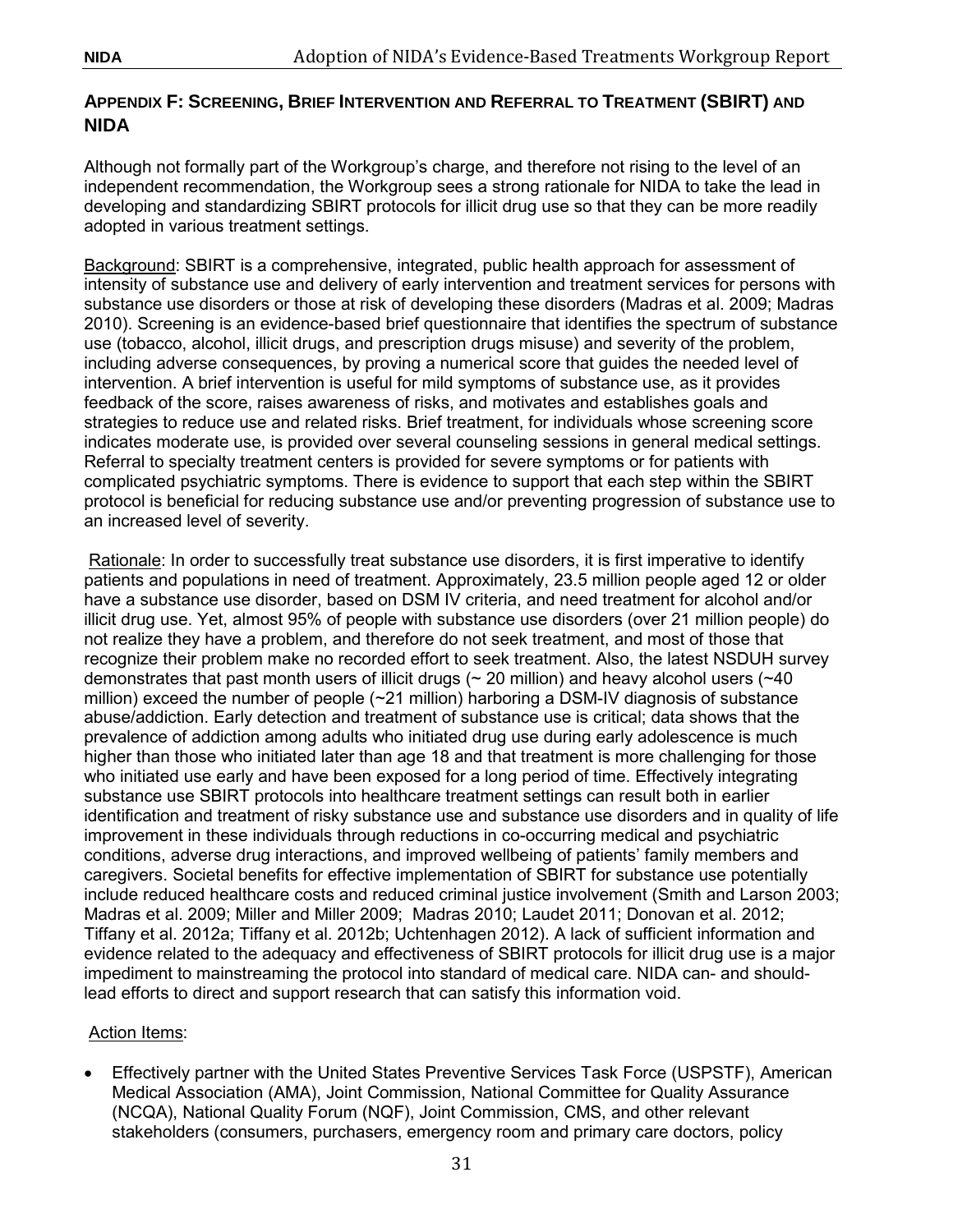## APPENDIX F: SCREENING, BRIEF INTERVENTION AND REFERRAL TO TREATMENT (SBIRT) AND NIDA

Although not formally part of the Workgroup's charge, and therefore not rising to the level of an independent recommendation, the Workgroup sees a strong rationale for NIDA to take the lead in developing and standardizing SBIRT protocols for illicit drug use so that they can be more readily adopted in various treatment settings.

<u>Background</u>: SBIRT is a comprehensive, integrated, public health approach for assessment of intensity of substance use and delivery of early intervention and treatment services for persons with substance use disorders or those at risk of developing these disorders (Madras et al. 2009; Madras 2010). Screening is an evidence-based brief questionnaire that identifies the spectrum of substance use (tobacco, alcohol, illicit drugs, and prescription drugs misuse) and severity of the problem, including adverse consequences, by proving a numerical score that guides the needed level of intervention. A brief intervention is useful for mild symptoms of substance use, as it provides feedback of the score, raises awareness of risks, and motivates and establishes goals and strategies to reduce use and related risks. Brief treatment, for individuals whose screening score indicates moderate use, is provided over several counseling sessions in general medical settings. Referral to specialty treatment centers is provided for severe symptoms or for patients with complicated psychiatric symptoms. There is evidence to support that each step within the SBIRT protocol is beneficial for reducing substance use and/or preventing progression of substance use to an increased level of severity.

<u>Rationale</u>: In order to successfully treat substance use disorders, it is first imperative to identify patients and populations in need of treatment. Approximately, 23.5 million people aged 12 or older have a substance use disorder, based on DSM IV criteria, and need treatment for alcohol and/or illicit drug use. Yet, almost 95% of people with substance use disorders (over 21 million people) do not realize they have a problem, and therefore do not seek treatment, and most of those that recognize their problem make no recorded effort to seek treatment. Also, the latest NSDUH survey demonstrates that past month users of illicit drugs (~ 20 million) and heavy alcohol users (~40 million) exceed the number of people (~21 million) harboring a DSM-IV diagnosis of substance abuse/addiction. Early detection and treatment of substance use is critical; data shows that the prevalence of addiction among adults who initiated drug use during early adolescence is much higher than those who initiated later than age 18 and that treatment is more challenging for those who initiated use early and have been exposed for a long period of time. Effectively integrating substance use SBIRT protocols into healthcare treatment settings can result both in earlier identification and treatment of risky substance use and substance use disorders and in quality of life improvement in these individuals through reductions in co-occurring medical and psychiatric conditions, adverse drug interactions, and improved wellbeing of patients' family members and caregivers. Societal benefits for effective implementation of SBIRT for substance use potentially include reduced healthcare costs and reduced criminal justice involvement (Smith and Larson 2003; Madras et al. 2009; Miller and Miller 2009; Madras 2010; Laudet 2011; Donovan et al. 2012; Tiffany et al. 2012a; Tiffany et al. 2012b; Uchtenhagen 2012). A lack of sufficient information and evidence related to the adequacy and effectiveness of SBIRT protocols for illicit drug use is a major impediment to mainstreaming the protocol into standard of medical care. NIDA can- and should- lead efforts to direct and support research that can satisfy this information void.

<u>Action Items</u>:

- Effectively partner with the United States Preventive Services Task Force (USPSTF), American Medical Association (AMA), Joint Commission, National Committee for Quality Assurance (NCQA), National Quality Forum (NQF), Joint Commission, CMS, and other relevant stakeholders (consumers, purchasers, emergency room and primary care doctors, policy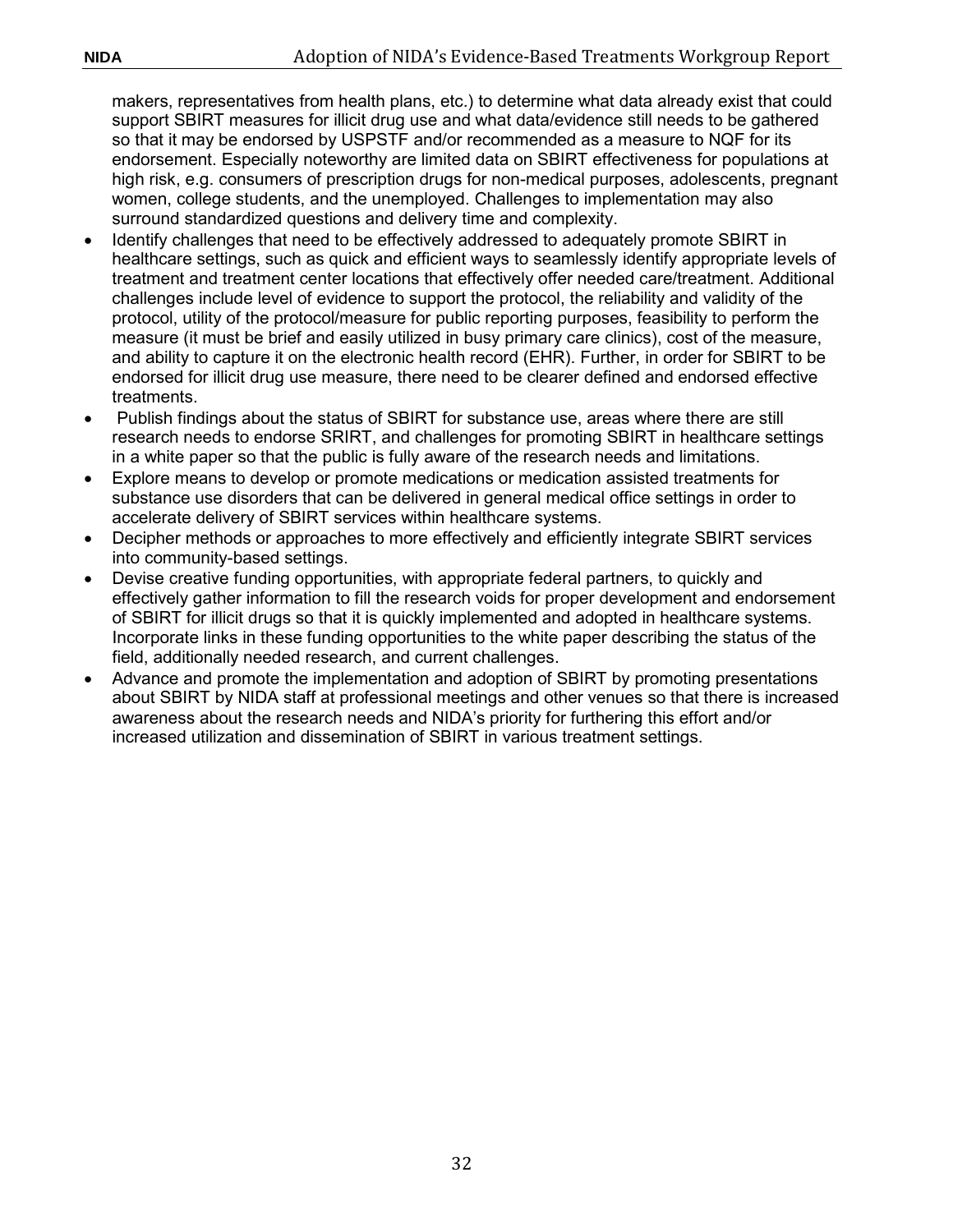makers, representatives from health plans, etc.) to determine what data already exist that could support SBIRT measures for illicit drug use and what data/evidence still needs to be gathered so that it may be endorsed by USPSTF and/or recommended as a measure to NQF for its endorsement. Especially noteworthy are limited data on SBIRT effectiveness for populations at high risk, e.g. consumers of prescription drugs for non-medical purposes, adolescents, pregnant women, college students, and the unemployed. Challenges to implementation may also surround standardized questions and delivery time and complexity.

- Identify challenges that need to be effectively addressed to adequately promote SBIRT in healthcare settings, such as quick and efficient ways to seamlessly identify appropriate levels of treatment and treatment center locations that effectively offer needed care/treatment. Additional challenges include level of evidence to support the protocol, the reliability and validity of the protocol, utility of the protocol/measure for public reporting purposes, feasibility to perform the measure (it must be brief and easily utilized in busy primary care clinics), cost of the measure, and ability to capture it on the electronic health record (EHR). Further, in order for SBIRT to be endorsed for illicit drug use measure, there need to be clearer defined and endorsed effective treatments.
- Publish findings about the status of SBIRT for substance use, areas where there are still research needs to endorse SRIRT, and challenges for promoting SBIRT in healthcare settings in a white paper so that the public is fully aware of the research needs and limitations.
- Explore means to develop or promote medications or medication assisted treatments for substance use disorders that can be delivered in general medical office settings in order to accelerate delivery of SBIRT services within healthcare systems.
- Decipher methods or approaches to more effectively and efficiently integrate SBIRT services into community-based settings.
- Devise creative funding opportunities, with appropriate federal partners, to quickly and effectively gather information to fill the research voids for proper development and endorsement of SBIRT for illicit drugs so that it is quickly implemented and adopted in healthcare systems. Incorporate links in these funding opportunities to the white paper describing the status of the field, additionally needed research, and current challenges.
- Advance and promote the implementation and adoption of SBIRT by promoting presentations about SBIRT by NIDA staff at professional meetings and other venues so that there is increased awareness about the research needs and NIDA's priority for furthering this effort and/or increased utilization and dissemination of SBIRT in various treatment settings.